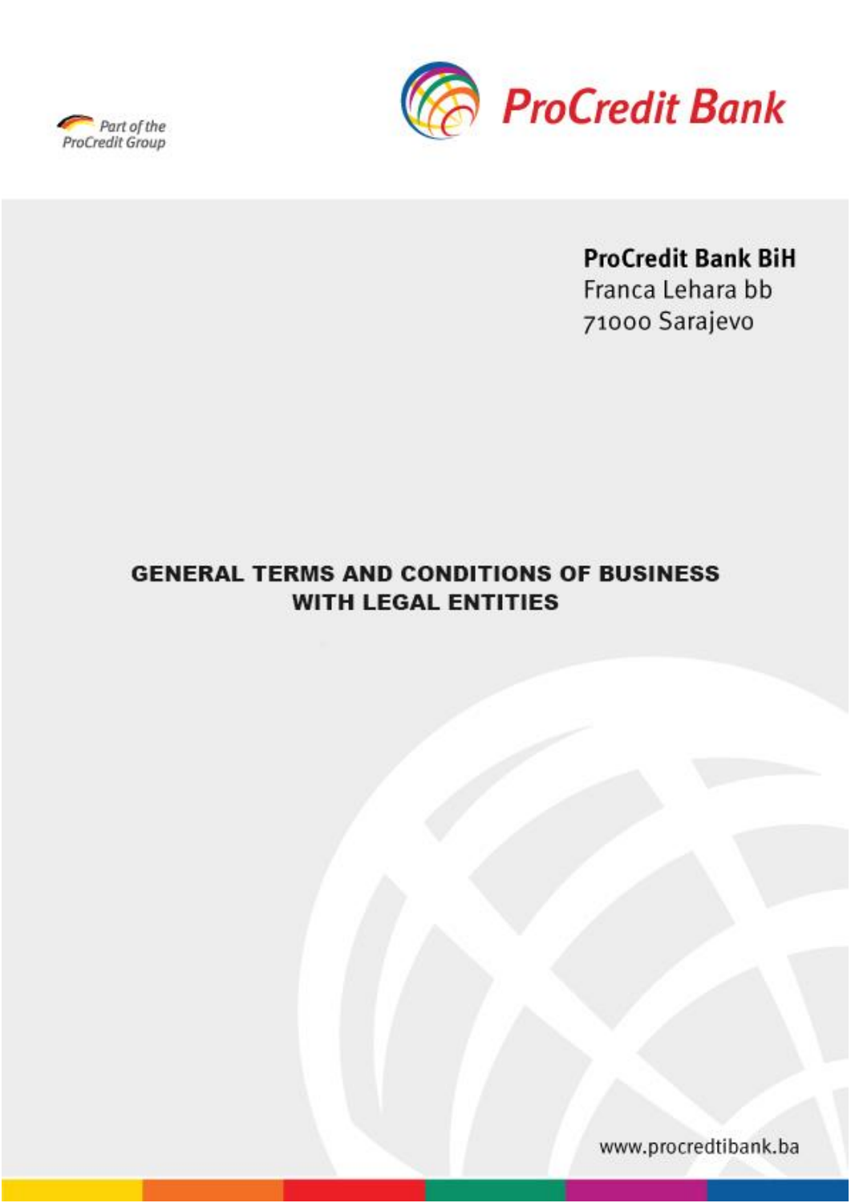Part of the ProCredit Group

ProCredit Bank

**ProCredit Bank BiH**
Franca Lehara bb
71000 Sarajevo

# GENERAL TERMS AND CONDITIONS OF BUSINESS WITH LEGAL ENTITIES

www.procredtibank.ba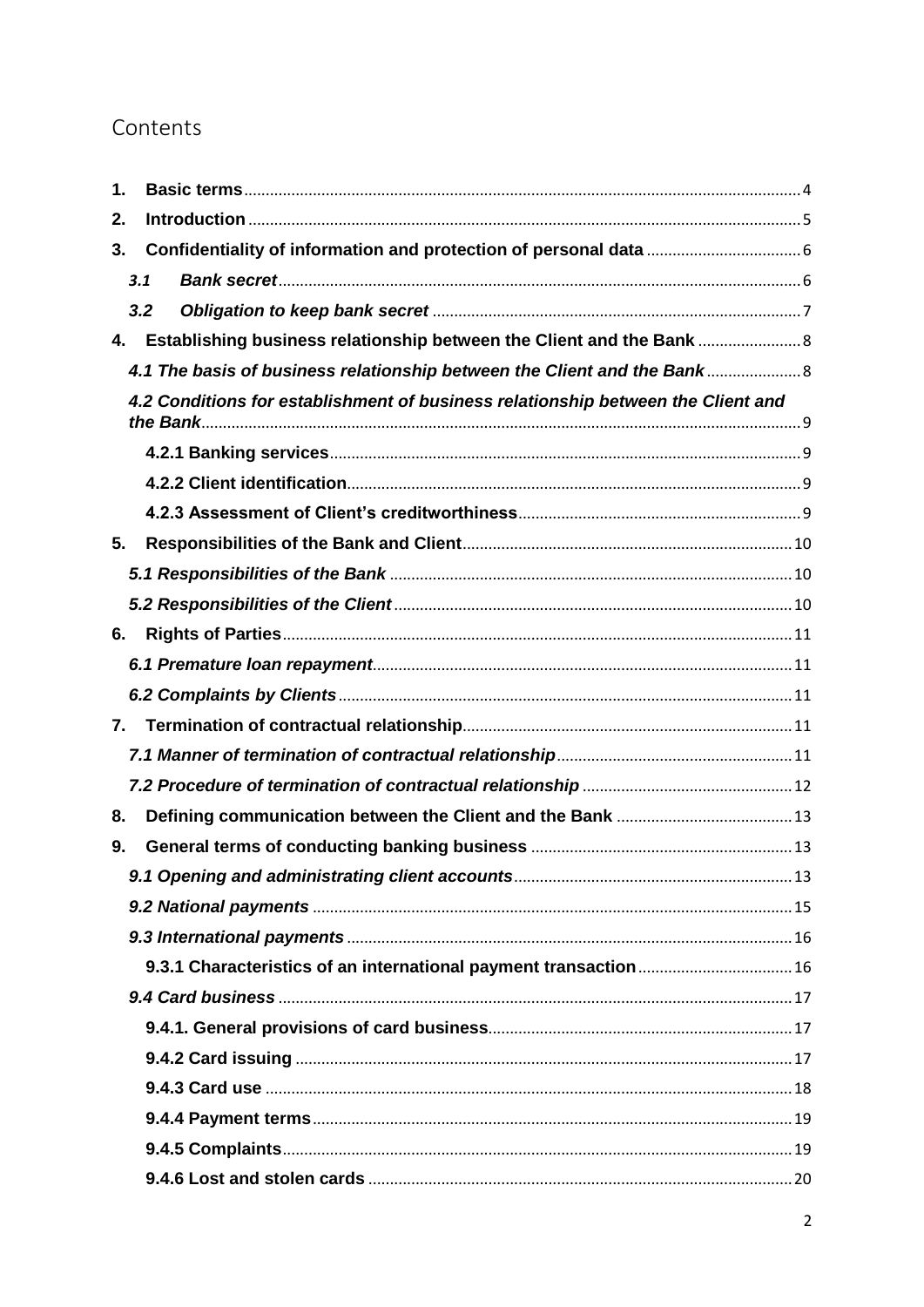# Contents

1. **Basic terms** 4
2. **Introduction** 5
3. **Confidentiality of information and protection of personal data** 6
   - ***3.1 Bank secret*** 6
   - ***3.2 Obligation to keep bank secret*** 7
4. **Establishing business relationship between the Client and the Bank** 8
   - ***4.1 The basis of business relationship between the Client and the Bank*** 8
   - ***4.2 Conditions for establishment of business relationship between the Client and the Bank*** 9
     - **4.2.1 Banking services** 9
     - **4.2.2 Client identification** 9
     - **4.2.3 Assessment of Client's creditworthiness** 9
5. **Responsibilities of the Bank and Client** 10
   - ***5.1 Responsibilities of the Bank*** 10
   - ***5.2 Responsibilities of the Client*** 10
6. **Rights of Parties** 11
   - ***6.1 Premature loan repayment*** 11
   - ***6.2 Complaints by Clients*** 11
7. **Termination of contractual relationship** 11
   - ***7.1 Manner of termination of contractual relationship*** 11
   - ***7.2 Procedure of termination of contractual relationship*** 12
8. **Defining communication between the Client and the Bank** 13
9. **General terms of conducting banking business** 13
   - ***9.1 Opening and administrating client accounts*** 13
   - ***9.2 National payments*** 15
   - ***9.3 International payments*** 16
     - **9.3.1 Characteristics of an international payment transaction** 16
   - ***9.4 Card business*** 17
     - **9.4.1. General provisions of card business** 17
     - **9.4.2 Card issuing** 17
     - **9.4.3 Card use** 18
     - **9.4.4 Payment terms** 19
     - **9.4.5 Complaints** 19
     - **9.4.6 Lost and stolen cards** 20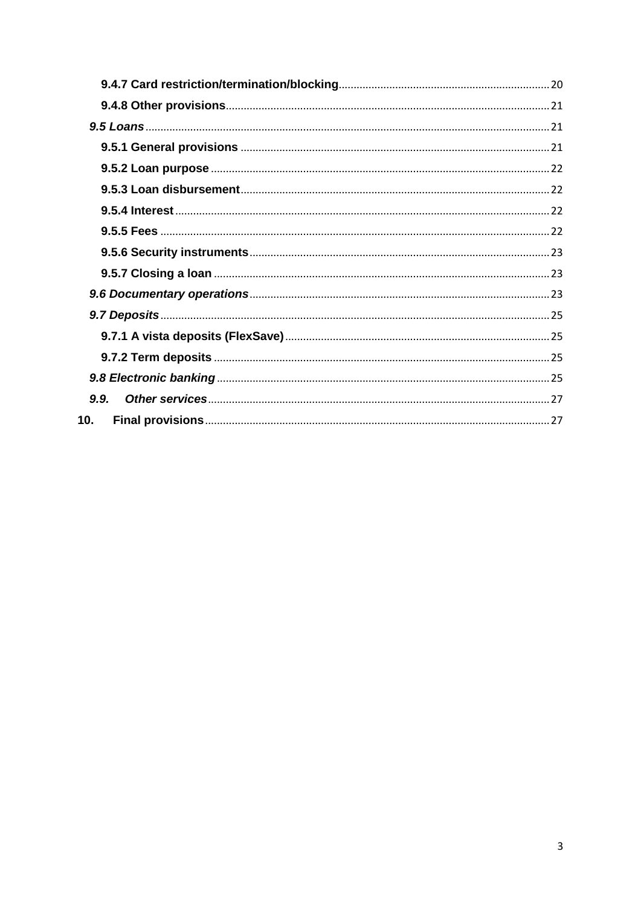**9.4.7 Card restriction/termination/blocking** ........ 20

**9.4.8 Other provisions** ........ 21

***9.5 Loans*** ........ 21

**9.5.1 General provisions** ........ 21

**9.5.2 Loan purpose** ........ 22

**9.5.3 Loan disbursement** ........ 22

**9.5.4 Interest** ........ 22

**9.5.5 Fees** ........ 22

**9.5.6 Security instruments** ........ 23

**9.5.7 Closing a loan** ........ 23

***9.6 Documentary operations*** ........ 23

***9.7 Deposits*** ........ 25

**9.7.1 A vista deposits (FlexSave)** ........ 25

**9.7.2 Term deposits** ........ 25

***9.8 Electronic banking*** ........ 25

***9.9. Other services*** ........ 27

**10. Final provisions** ........ 27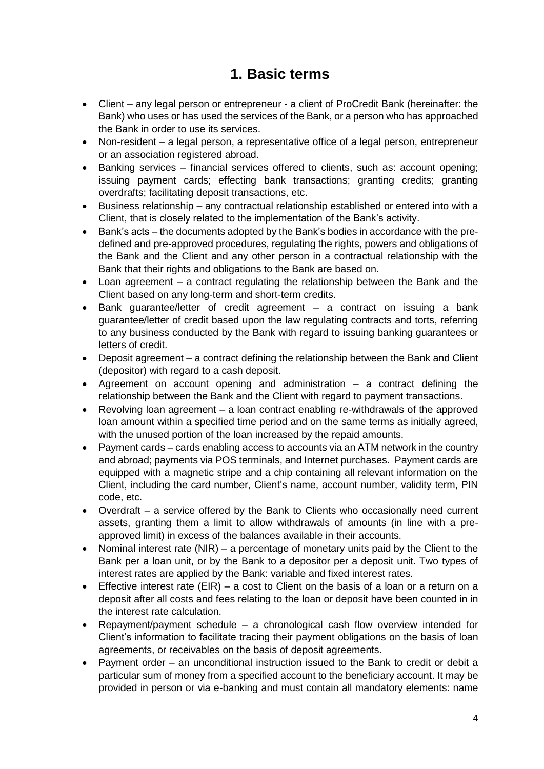# 1. Basic terms

- Client – any legal person or entrepreneur - a client of ProCredit Bank (hereinafter: the Bank) who uses or has used the services of the Bank, or a person who has approached the Bank in order to use its services.
- Non-resident – a legal person, a representative office of a legal person, entrepreneur or an association registered abroad.
- Banking services – financial services offered to clients, such as: account opening; issuing payment cards; effecting bank transactions; granting credits; granting overdrafts; facilitating deposit transactions, etc.
- Business relationship – any contractual relationship established or entered into with a Client, that is closely related to the implementation of the Bank's activity.
- Bank's acts – the documents adopted by the Bank's bodies in accordance with the pre-defined and pre-approved procedures, regulating the rights, powers and obligations of the Bank and the Client and any other person in a contractual relationship with the Bank that their rights and obligations to the Bank are based on.
- Loan agreement – a contract regulating the relationship between the Bank and the Client based on any long-term and short-term credits.
- Bank guarantee/letter of credit agreement – a contract on issuing a bank guarantee/letter of credit based upon the law regulating contracts and torts, referring to any business conducted by the Bank with regard to issuing banking guarantees or letters of credit.
- Deposit agreement – a contract defining the relationship between the Bank and Client (depositor) with regard to a cash deposit.
- Agreement on account opening and administration – a contract defining the relationship between the Bank and the Client with regard to payment transactions.
- Revolving loan agreement – a loan contract enabling re-withdrawals of the approved loan amount within a specified time period and on the same terms as initially agreed, with the unused portion of the loan increased by the repaid amounts.
- Payment cards – cards enabling access to accounts via an ATM network in the country and abroad; payments via POS terminals, and Internet purchases. Payment cards are equipped with a magnetic stripe and a chip containing all relevant information on the Client, including the card number, Client's name, account number, validity term, PIN code, etc.
- Overdraft – a service offered by the Bank to Clients who occasionally need current assets, granting them a limit to allow withdrawals of amounts (in line with a pre-approved limit) in excess of the balances available in their accounts.
- Nominal interest rate (NIR) – a percentage of monetary units paid by the Client to the Bank per a loan unit, or by the Bank to a depositor per a deposit unit. Two types of interest rates are applied by the Bank: variable and fixed interest rates.
- Effective interest rate (EIR) – a cost to Client on the basis of a loan or a return on a deposit after all costs and fees relating to the loan or deposit have been counted in in the interest rate calculation.
- Repayment/payment schedule – a chronological cash flow overview intended for Client's information to facilitate tracing their payment obligations on the basis of loan agreements, or receivables on the basis of deposit agreements.
- Payment order – an unconditional instruction issued to the Bank to credit or debit a particular sum of money from a specified account to the beneficiary account. It may be provided in person or via e-banking and must contain all mandatory elements: name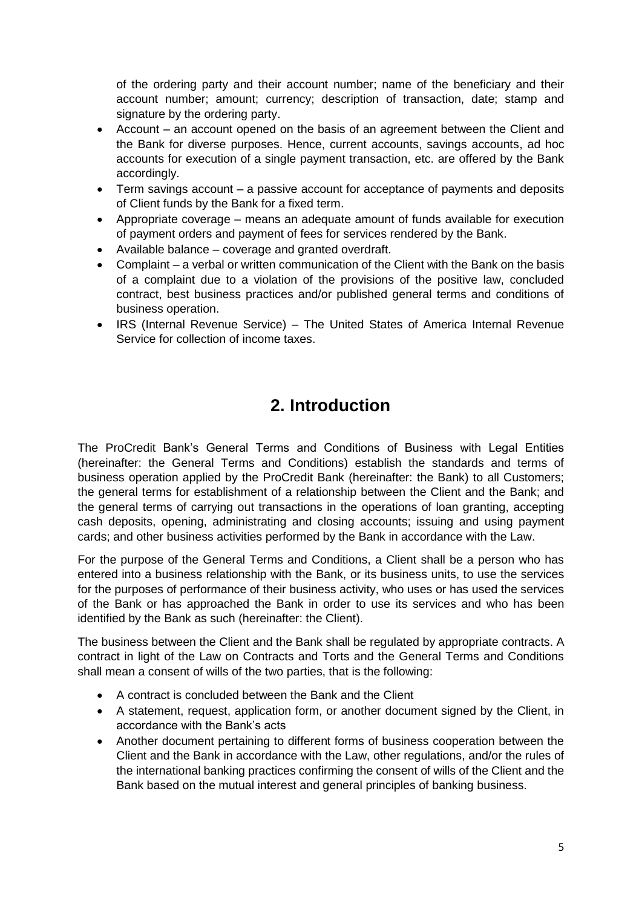of the ordering party and their account number; name of the beneficiary and their account number; amount; currency; description of transaction, date; stamp and signature by the ordering party.

- Account – an account opened on the basis of an agreement between the Client and the Bank for diverse purposes. Hence, current accounts, savings accounts, ad hoc accounts for execution of a single payment transaction, etc. are offered by the Bank accordingly.
- Term savings account – a passive account for acceptance of payments and deposits of Client funds by the Bank for a fixed term.
- Appropriate coverage – means an adequate amount of funds available for execution of payment orders and payment of fees for services rendered by the Bank.
- Available balance – coverage and granted overdraft.
- Complaint – a verbal or written communication of the Client with the Bank on the basis of a complaint due to a violation of the provisions of the positive law, concluded contract, best business practices and/or published general terms and conditions of business operation.
- IRS (Internal Revenue Service) – The United States of America Internal Revenue Service for collection of income taxes.

# 2. Introduction

The ProCredit Bank's General Terms and Conditions of Business with Legal Entities (hereinafter: the General Terms and Conditions) establish the standards and terms of business operation applied by the ProCredit Bank (hereinafter: the Bank) to all Customers; the general terms for establishment of a relationship between the Client and the Bank; and the general terms of carrying out transactions in the operations of loan granting, accepting cash deposits, opening, administrating and closing accounts; issuing and using payment cards; and other business activities performed by the Bank in accordance with the Law.

For the purpose of the General Terms and Conditions, a Client shall be a person who has entered into a business relationship with the Bank, or its business units, to use the services for the purposes of performance of their business activity, who uses or has used the services of the Bank or has approached the Bank in order to use its services and who has been identified by the Bank as such (hereinafter: the Client).

The business between the Client and the Bank shall be regulated by appropriate contracts. A contract in light of the Law on Contracts and Torts and the General Terms and Conditions shall mean a consent of wills of the two parties, that is the following:

- A contract is concluded between the Bank and the Client
- A statement, request, application form, or another document signed by the Client, in accordance with the Bank's acts
- Another document pertaining to different forms of business cooperation between the Client and the Bank in accordance with the Law, other regulations, and/or the rules of the international banking practices confirming the consent of wills of the Client and the Bank based on the mutual interest and general principles of banking business.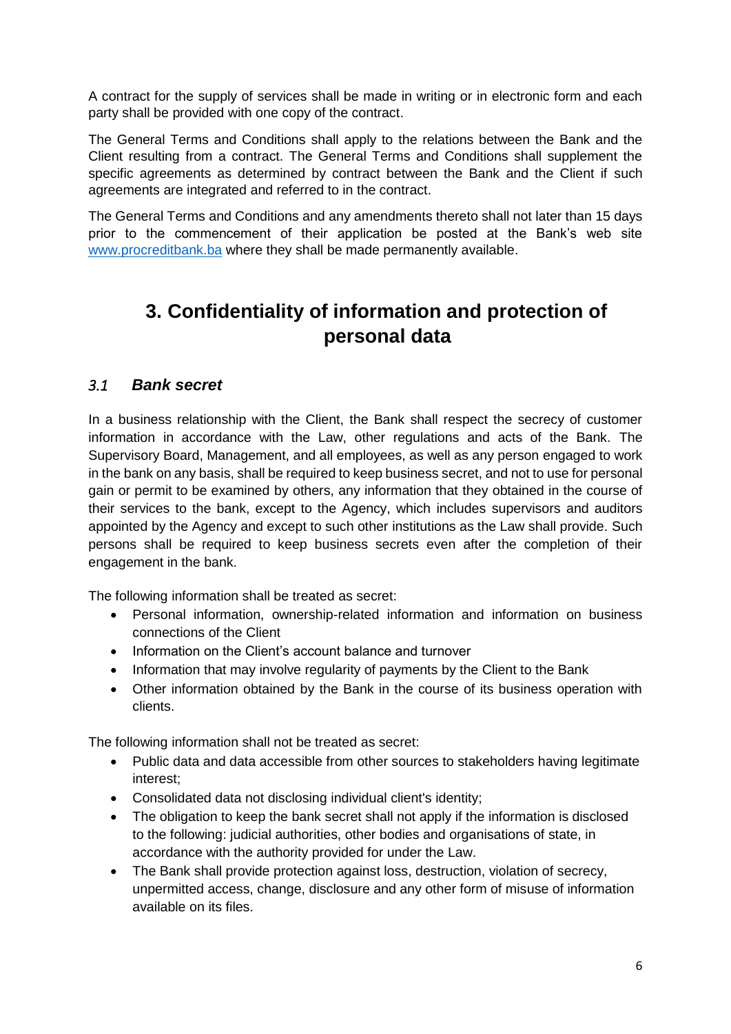A contract for the supply of services shall be made in writing or in electronic form and each party shall be provided with one copy of the contract.

The General Terms and Conditions shall apply to the relations between the Bank and the Client resulting from a contract. The General Terms and Conditions shall supplement the specific agreements as determined by contract between the Bank and the Client if such agreements are integrated and referred to in the contract.

The General Terms and Conditions and any amendments thereto shall not later than 15 days prior to the commencement of their application be posted at the Bank's web site [www.procreditbank.ba](www.procreditbank.ba) where they shall be made permanently available.

# 3. Confidentiality of information and protection of personal data

## *3.1 Bank secret*

In a business relationship with the Client, the Bank shall respect the secrecy of customer information in accordance with the Law, other regulations and acts of the Bank. The Supervisory Board, Management, and all employees, as well as any person engaged to work in the bank on any basis, shall be required to keep business secret, and not to use for personal gain or permit to be examined by others, any information that they obtained in the course of their services to the bank, except to the Agency, which includes supervisors and auditors appointed by the Agency and except to such other institutions as the Law shall provide. Such persons shall be required to keep business secrets even after the completion of their engagement in the bank.

The following information shall be treated as secret:

- Personal information, ownership-related information and information on business connections of the Client
- Information on the Client's account balance and turnover
- Information that may involve regularity of payments by the Client to the Bank
- Other information obtained by the Bank in the course of its business operation with clients.

The following information shall not be treated as secret:

- Public data and data accessible from other sources to stakeholders having legitimate interest;
- Consolidated data not disclosing individual client's identity;
- The obligation to keep the bank secret shall not apply if the information is disclosed to the following: judicial authorities, other bodies and organisations of state, in accordance with the authority provided for under the Law.
- The Bank shall provide protection against loss, destruction, violation of secrecy, unpermitted access, change, disclosure and any other form of misuse of information available on its files.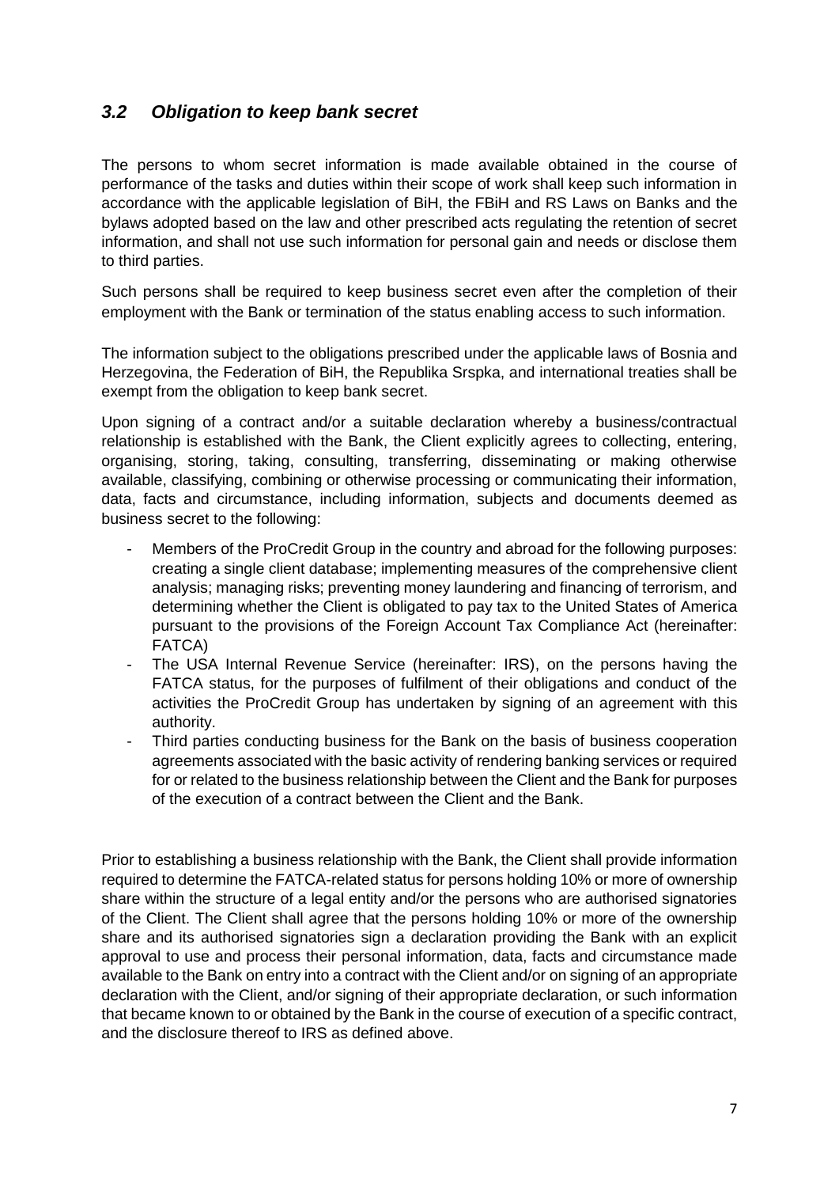### *3.2 Obligation to keep bank secret*

The persons to whom secret information is made available obtained in the course of performance of the tasks and duties within their scope of work shall keep such information in accordance with the applicable legislation of BiH, the FBiH and RS Laws on Banks and the bylaws adopted based on the law and other prescribed acts regulating the retention of secret information, and shall not use such information for personal gain and needs or disclose them to third parties.

Such persons shall be required to keep business secret even after the completion of their employment with the Bank or termination of the status enabling access to such information.

The information subject to the obligations prescribed under the applicable laws of Bosnia and Herzegovina, the Federation of BiH, the Republika Srspka, and international treaties shall be exempt from the obligation to keep bank secret.

Upon signing of a contract and/or a suitable declaration whereby a business/contractual relationship is established with the Bank, the Client explicitly agrees to collecting, entering, organising, storing, taking, consulting, transferring, disseminating or making otherwise available, classifying, combining or otherwise processing or communicating their information, data, facts and circumstance, including information, subjects and documents deemed as business secret to the following:

- Members of the ProCredit Group in the country and abroad for the following purposes: creating a single client database; implementing measures of the comprehensive client analysis; managing risks; preventing money laundering and financing of terrorism, and determining whether the Client is obligated to pay tax to the United States of America pursuant to the provisions of the Foreign Account Tax Compliance Act (hereinafter: FATCA)
- The USA Internal Revenue Service (hereinafter: IRS), on the persons having the FATCA status, for the purposes of fulfilment of their obligations and conduct of the activities the ProCredit Group has undertaken by signing of an agreement with this authority.
- Third parties conducting business for the Bank on the basis of business cooperation agreements associated with the basic activity of rendering banking services or required for or related to the business relationship between the Client and the Bank for purposes of the execution of a contract between the Client and the Bank.

Prior to establishing a business relationship with the Bank, the Client shall provide information required to determine the FATCA-related status for persons holding 10% or more of ownership share within the structure of a legal entity and/or the persons who are authorised signatories of the Client. The Client shall agree that the persons holding 10% or more of the ownership share and its authorised signatories sign a declaration providing the Bank with an explicit approval to use and process their personal information, data, facts and circumstance made available to the Bank on entry into a contract with the Client and/or on signing of an appropriate declaration with the Client, and/or signing of their appropriate declaration, or such information that became known to or obtained by the Bank in the course of execution of a specific contract, and the disclosure thereof to IRS as defined above.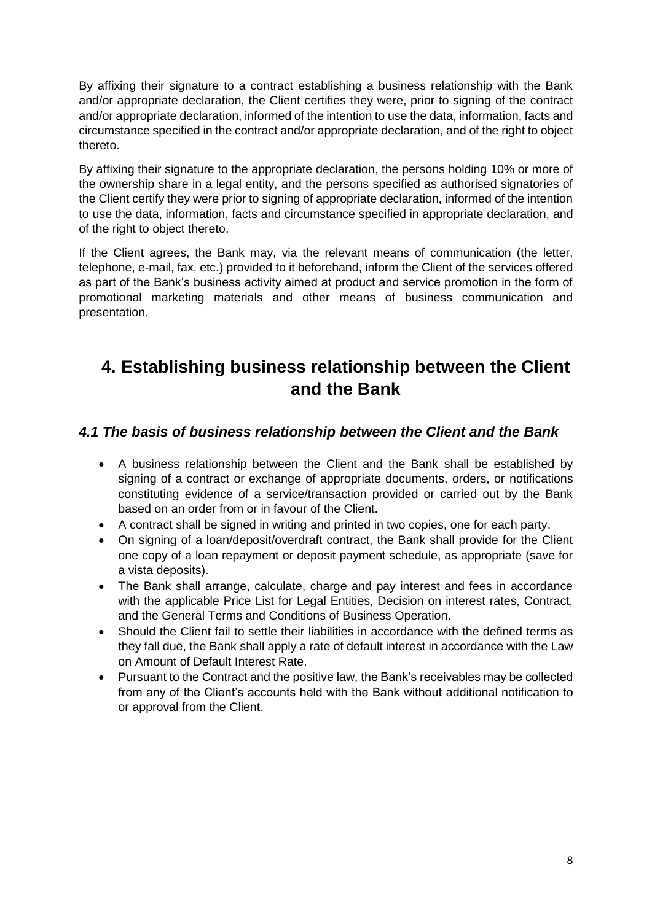By affixing their signature to a contract establishing a business relationship with the Bank and/or appropriate declaration, the Client certifies they were, prior to signing of the contract and/or appropriate declaration, informed of the intention to use the data, information, facts and circumstance specified in the contract and/or appropriate declaration, and of the right to object thereto.

By affixing their signature to the appropriate declaration, the persons holding 10% or more of the ownership share in a legal entity, and the persons specified as authorised signatories of the Client certify they were prior to signing of appropriate declaration, informed of the intention to use the data, information, facts and circumstance specified in appropriate declaration, and of the right to object thereto.

If the Client agrees, the Bank may, via the relevant means of communication (the letter, telephone, e-mail, fax, etc.) provided to it beforehand, inform the Client of the services offered as part of the Bank's business activity aimed at product and service promotion in the form of promotional marketing materials and other means of business communication and presentation.

# 4. Establishing business relationship between the Client and the Bank

## *4.1 The basis of business relationship between the Client and the Bank*

- A business relationship between the Client and the Bank shall be established by signing of a contract or exchange of appropriate documents, orders, or notifications constituting evidence of a service/transaction provided or carried out by the Bank based on an order from or in favour of the Client.
- A contract shall be signed in writing and printed in two copies, one for each party.
- On signing of a loan/deposit/overdraft contract, the Bank shall provide for the Client one copy of a loan repayment or deposit payment schedule, as appropriate (save for a vista deposits).
- The Bank shall arrange, calculate, charge and pay interest and fees in accordance with the applicable Price List for Legal Entities, Decision on interest rates, Contract, and the General Terms and Conditions of Business Operation.
- Should the Client fail to settle their liabilities in accordance with the defined terms as they fall due, the Bank shall apply a rate of default interest in accordance with the Law on Amount of Default Interest Rate.
- Pursuant to the Contract and the positive law, the Bank's receivables may be collected from any of the Client's accounts held with the Bank without additional notification to or approval from the Client.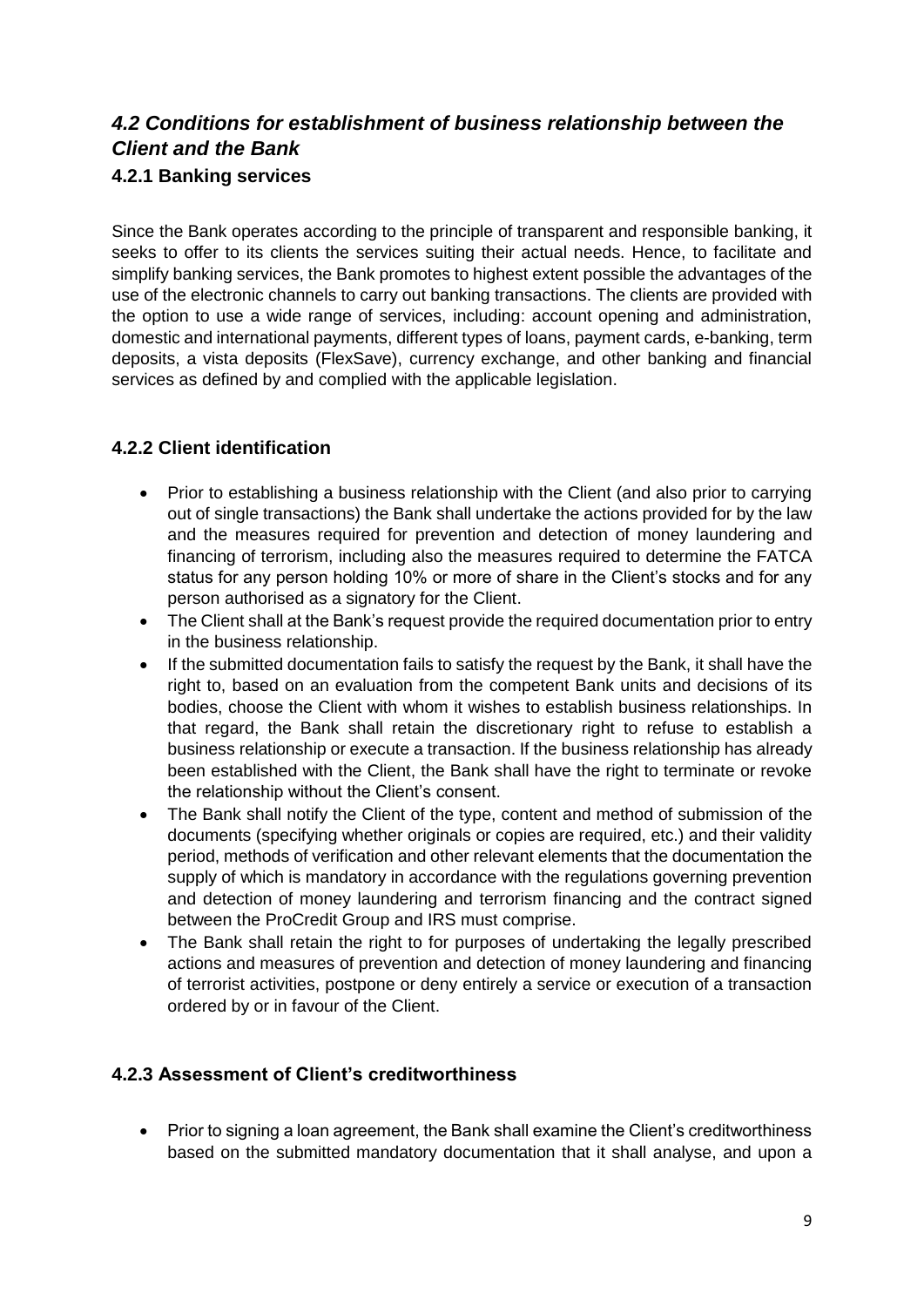## *4.2 Conditions for establishment of business relationship between the Client and the Bank*

### 4.2.1 Banking services

Since the Bank operates according to the principle of transparent and responsible banking, it seeks to offer to its clients the services suiting their actual needs. Hence, to facilitate and simplify banking services, the Bank promotes to highest extent possible the advantages of the use of the electronic channels to carry out banking transactions. The clients are provided with the option to use a wide range of services, including: account opening and administration, domestic and international payments, different types of loans, payment cards, e-banking, term deposits, a vista deposits (FlexSave), currency exchange, and other banking and financial services as defined by and complied with the applicable legislation.

### 4.2.2 Client identification

- Prior to establishing a business relationship with the Client (and also prior to carrying out of single transactions) the Bank shall undertake the actions provided for by the law and the measures required for prevention and detection of money laundering and financing of terrorism, including also the measures required to determine the FATCA status for any person holding 10% or more of share in the Client's stocks and for any person authorised as a signatory for the Client.
- The Client shall at the Bank's request provide the required documentation prior to entry in the business relationship.
- If the submitted documentation fails to satisfy the request by the Bank, it shall have the right to, based on an evaluation from the competent Bank units and decisions of its bodies, choose the Client with whom it wishes to establish business relationships. In that regard, the Bank shall retain the discretionary right to refuse to establish a business relationship or execute a transaction. If the business relationship has already been established with the Client, the Bank shall have the right to terminate or revoke the relationship without the Client's consent.
- The Bank shall notify the Client of the type, content and method of submission of the documents (specifying whether originals or copies are required, etc.) and their validity period, methods of verification and other relevant elements that the documentation the supply of which is mandatory in accordance with the regulations governing prevention and detection of money laundering and terrorism financing and the contract signed between the ProCredit Group and IRS must comprise.
- The Bank shall retain the right to for purposes of undertaking the legally prescribed actions and measures of prevention and detection of money laundering and financing of terrorist activities, postpone or deny entirely a service or execution of a transaction ordered by or in favour of the Client.

### 4.2.3 Assessment of Client's creditworthiness

- Prior to signing a loan agreement, the Bank shall examine the Client's creditworthiness based on the submitted mandatory documentation that it shall analyse, and upon a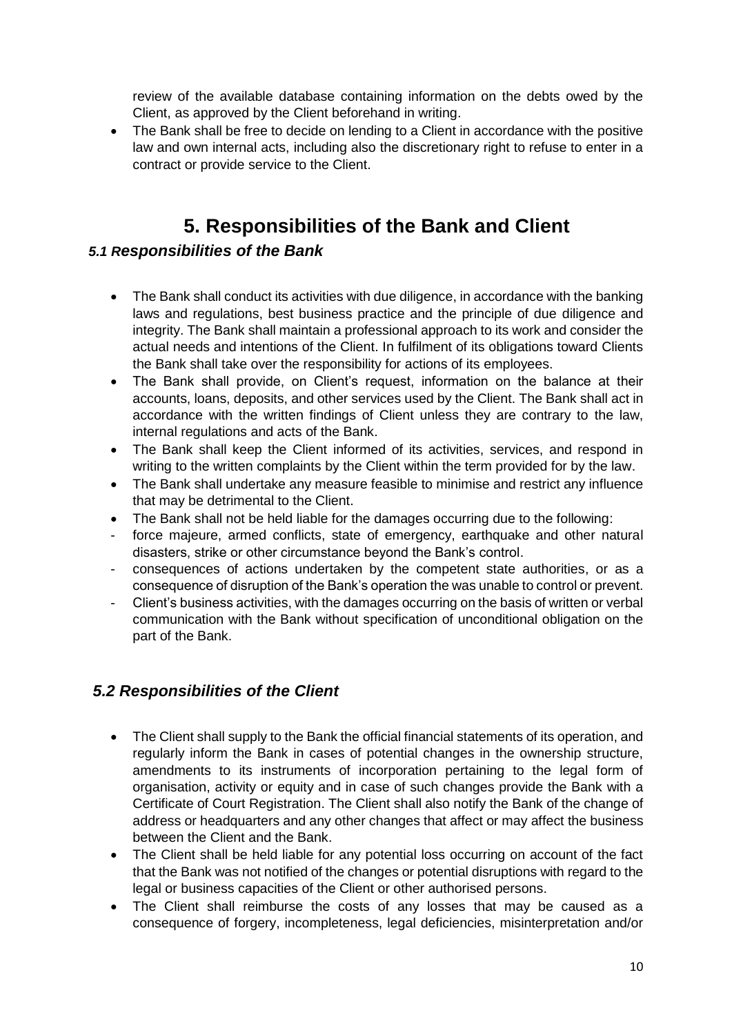review of the available database containing information on the debts owed by the Client, as approved by the Client beforehand in writing.

- The Bank shall be free to decide on lending to a Client in accordance with the positive law and own internal acts, including also the discretionary right to refuse to enter in a contract or provide service to the Client.

# 5. Responsibilities of the Bank and Client

### *5.1 Responsibilities of the Bank*

- The Bank shall conduct its activities with due diligence, in accordance with the banking laws and regulations, best business practice and the principle of due diligence and integrity. The Bank shall maintain a professional approach to its work and consider the actual needs and intentions of the Client. In fulfilment of its obligations toward Clients the Bank shall take over the responsibility for actions of its employees.
- The Bank shall provide, on Client's request, information on the balance at their accounts, loans, deposits, and other services used by the Client. The Bank shall act in accordance with the written findings of Client unless they are contrary to the law, internal regulations and acts of the Bank.
- The Bank shall keep the Client informed of its activities, services, and respond in writing to the written complaints by the Client within the term provided for by the law.
- The Bank shall undertake any measure feasible to minimise and restrict any influence that may be detrimental to the Client.
- The Bank shall not be held liable for the damages occurring due to the following:
  - force majeure, armed conflicts, state of emergency, earthquake and other natural disasters, strike or other circumstance beyond the Bank's control.
  - consequences of actions undertaken by the competent state authorities, or as a consequence of disruption of the Bank's operation the was unable to control or prevent.
  - Client's business activities, with the damages occurring on the basis of written or verbal communication with the Bank without specification of unconditional obligation on the part of the Bank.

### *5.2 Responsibilities of the Client*

- The Client shall supply to the Bank the official financial statements of its operation, and regularly inform the Bank in cases of potential changes in the ownership structure, amendments to its instruments of incorporation pertaining to the legal form of organisation, activity or equity and in case of such changes provide the Bank with a Certificate of Court Registration. The Client shall also notify the Bank of the change of address or headquarters and any other changes that affect or may affect the business between the Client and the Bank.
- The Client shall be held liable for any potential loss occurring on account of the fact that the Bank was not notified of the changes or potential disruptions with regard to the legal or business capacities of the Client or other authorised persons.
- The Client shall reimburse the costs of any losses that may be caused as a consequence of forgery, incompleteness, legal deficiencies, misinterpretation and/or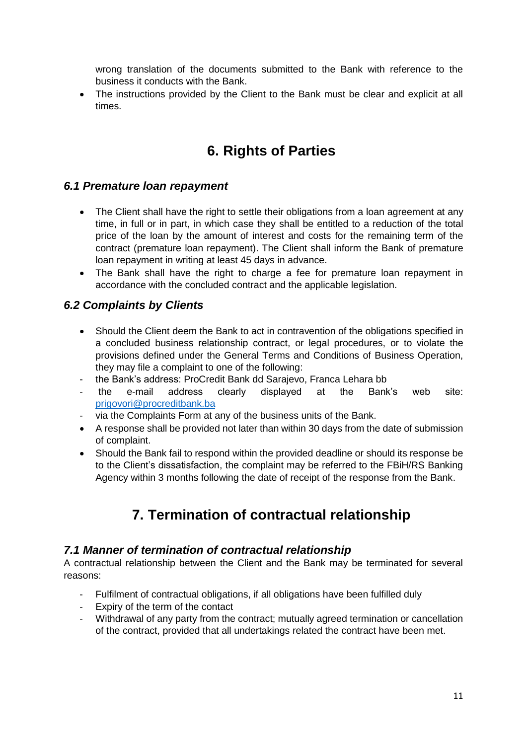wrong translation of the documents submitted to the Bank with reference to the business it conducts with the Bank.
- The instructions provided by the Client to the Bank must be clear and explicit at all times.

# 6. Rights of Parties

## *6.1 Premature loan repayment*

- The Client shall have the right to settle their obligations from a loan agreement at any time, in full or in part, in which case they shall be entitled to a reduction of the total price of the loan by the amount of interest and costs for the remaining term of the contract (premature loan repayment). The Client shall inform the Bank of premature loan repayment in writing at least 45 days in advance.
- The Bank shall have the right to charge a fee for premature loan repayment in accordance with the concluded contract and the applicable legislation.

## *6.2 Complaints by Clients*

- Should the Client deem the Bank to act in contravention of the obligations specified in a concluded business relationship contract, or legal procedures, or to violate the provisions defined under the General Terms and Conditions of Business Operation, they may file a complaint to one of the following:
  - the Bank's address: ProCredit Bank dd Sarajevo, Franca Lehara bb
  - the e-mail address clearly displayed at the Bank's web site: prigovori@procreditbank.ba
  - via the Complaints Form at any of the business units of the Bank.
- A response shall be provided not later than within 30 days from the date of submission of complaint.
- Should the Bank fail to respond within the provided deadline or should its response be to the Client's dissatisfaction, the complaint may be referred to the FBiH/RS Banking Agency within 3 months following the date of receipt of the response from the Bank.

# 7. Termination of contractual relationship

## *7.1 Manner of termination of contractual relationship*

A contractual relationship between the Client and the Bank may be terminated for several reasons:

- Fulfilment of contractual obligations, if all obligations have been fulfilled duly
- Expiry of the term of the contact
- Withdrawal of any party from the contract; mutually agreed termination or cancellation of the contract, provided that all undertakings related the contract have been met.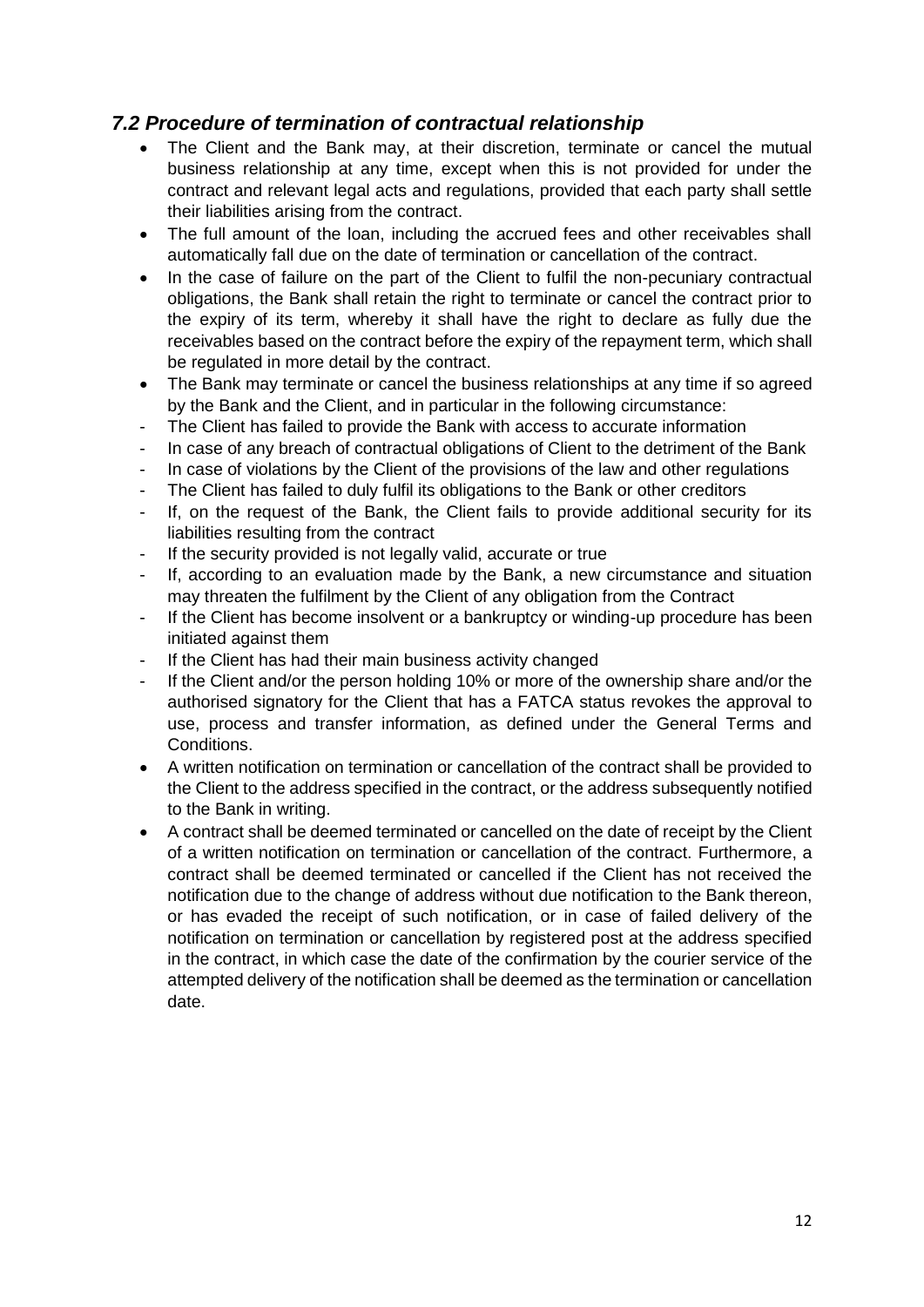## *7.2 Procedure of termination of contractual relationship*

- The Client and the Bank may, at their discretion, terminate or cancel the mutual business relationship at any time, except when this is not provided for under the contract and relevant legal acts and regulations, provided that each party shall settle their liabilities arising from the contract.
- The full amount of the loan, including the accrued fees and other receivables shall automatically fall due on the date of termination or cancellation of the contract.
- In the case of failure on the part of the Client to fulfil the non-pecuniary contractual obligations, the Bank shall retain the right to terminate or cancel the contract prior to the expiry of its term, whereby it shall have the right to declare as fully due the receivables based on the contract before the expiry of the repayment term, which shall be regulated in more detail by the contract.
- The Bank may terminate or cancel the business relationships at any time if so agreed by the Bank and the Client, and in particular in the following circumstance:
  - The Client has failed to provide the Bank with access to accurate information
  - In case of any breach of contractual obligations of Client to the detriment of the Bank
  - In case of violations by the Client of the provisions of the law and other regulations
  - The Client has failed to duly fulfil its obligations to the Bank or other creditors
  - If, on the request of the Bank, the Client fails to provide additional security for its liabilities resulting from the contract
  - If the security provided is not legally valid, accurate or true
  - If, according to an evaluation made by the Bank, a new circumstance and situation may threaten the fulfilment by the Client of any obligation from the Contract
  - If the Client has become insolvent or a bankruptcy or winding-up procedure has been initiated against them
  - If the Client has had their main business activity changed
  - If the Client and/or the person holding 10% or more of the ownership share and/or the authorised signatory for the Client that has a FATCA status revokes the approval to use, process and transfer information, as defined under the General Terms and Conditions.
- A written notification on termination or cancellation of the contract shall be provided to the Client to the address specified in the contract, or the address subsequently notified to the Bank in writing.
- A contract shall be deemed terminated or cancelled on the date of receipt by the Client of a written notification on termination or cancellation of the contract. Furthermore, a contract shall be deemed terminated or cancelled if the Client has not received the notification due to the change of address without due notification to the Bank thereon, or has evaded the receipt of such notification, or in case of failed delivery of the notification on termination or cancellation by registered post at the address specified in the contract, in which case the date of the confirmation by the courier service of the attempted delivery of the notification shall be deemed as the termination or cancellation date.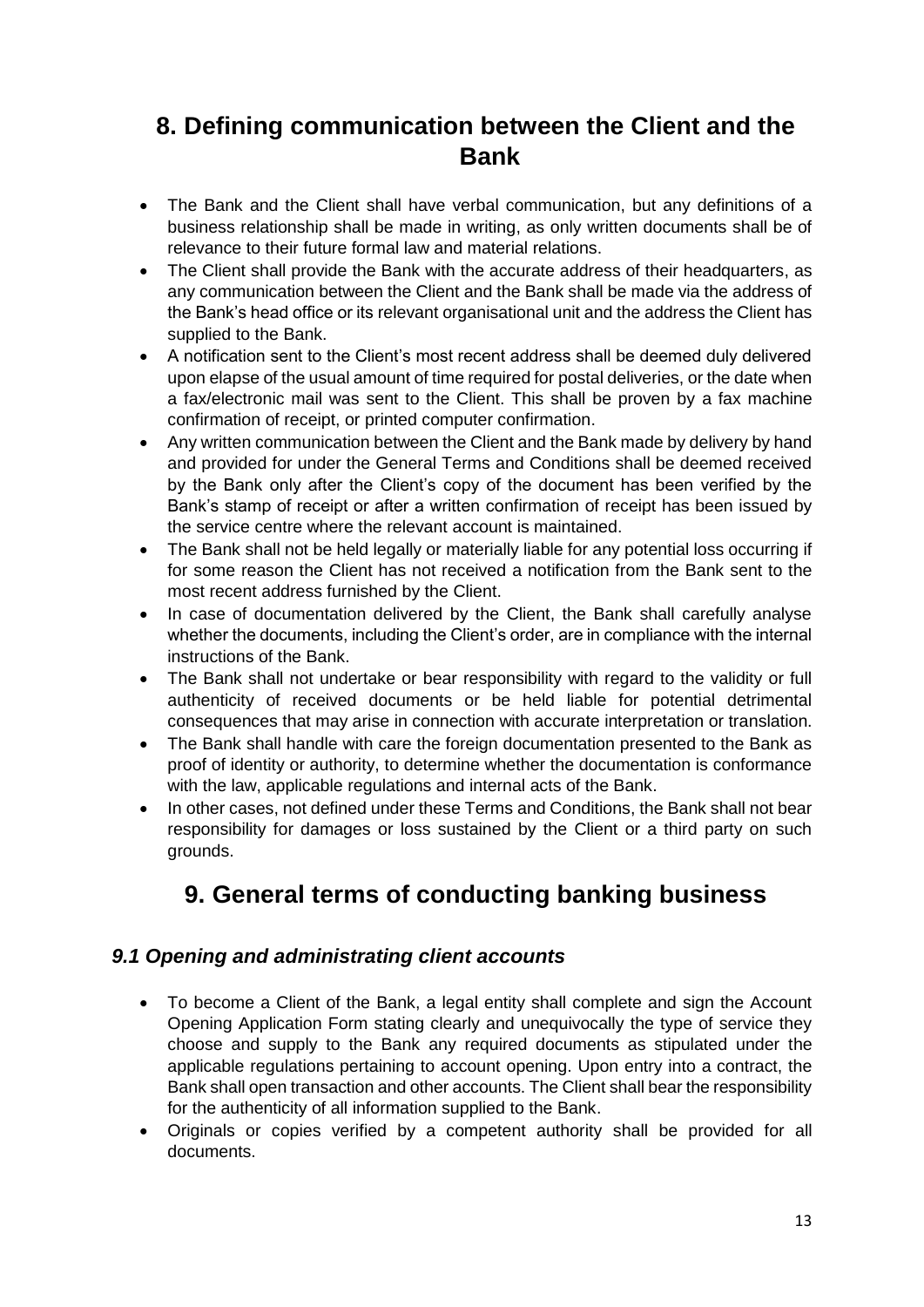## 8. Defining communication between the Client and the Bank

- The Bank and the Client shall have verbal communication, but any definitions of a business relationship shall be made in writing, as only written documents shall be of relevance to their future formal law and material relations.
- The Client shall provide the Bank with the accurate address of their headquarters, as any communication between the Client and the Bank shall be made via the address of the Bank's head office or its relevant organisational unit and the address the Client has supplied to the Bank.
- A notification sent to the Client's most recent address shall be deemed duly delivered upon elapse of the usual amount of time required for postal deliveries, or the date when a fax/electronic mail was sent to the Client. This shall be proven by a fax machine confirmation of receipt, or printed computer confirmation.
- Any written communication between the Client and the Bank made by delivery by hand and provided for under the General Terms and Conditions shall be deemed received by the Bank only after the Client's copy of the document has been verified by the Bank's stamp of receipt or after a written confirmation of receipt has been issued by the service centre where the relevant account is maintained.
- The Bank shall not be held legally or materially liable for any potential loss occurring if for some reason the Client has not received a notification from the Bank sent to the most recent address furnished by the Client.
- In case of documentation delivered by the Client, the Bank shall carefully analyse whether the documents, including the Client's order, are in compliance with the internal instructions of the Bank.
- The Bank shall not undertake or bear responsibility with regard to the validity or full authenticity of received documents or be held liable for potential detrimental consequences that may arise in connection with accurate interpretation or translation.
- The Bank shall handle with care the foreign documentation presented to the Bank as proof of identity or authority, to determine whether the documentation is conformance with the law, applicable regulations and internal acts of the Bank.
- In other cases, not defined under these Terms and Conditions, the Bank shall not bear responsibility for damages or loss sustained by the Client or a third party on such grounds.

## 9. General terms of conducting banking business

### *9.1 Opening and administrating client accounts*

- To become a Client of the Bank, a legal entity shall complete and sign the Account Opening Application Form stating clearly and unequivocally the type of service they choose and supply to the Bank any required documents as stipulated under the applicable regulations pertaining to account opening. Upon entry into a contract, the Bank shall open transaction and other accounts. The Client shall bear the responsibility for the authenticity of all information supplied to the Bank.
- Originals or copies verified by a competent authority shall be provided for all documents.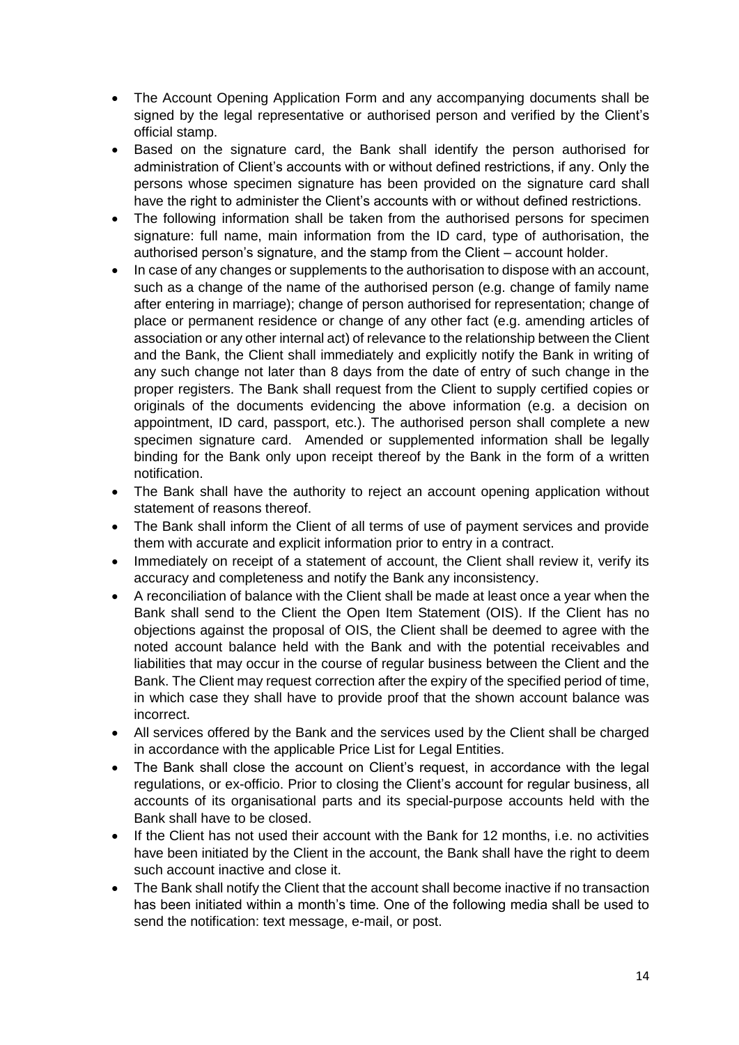- The Account Opening Application Form and any accompanying documents shall be signed by the legal representative or authorised person and verified by the Client's official stamp.
- Based on the signature card, the Bank shall identify the person authorised for administration of Client's accounts with or without defined restrictions, if any. Only the persons whose specimen signature has been provided on the signature card shall have the right to administer the Client's accounts with or without defined restrictions.
- The following information shall be taken from the authorised persons for specimen signature: full name, main information from the ID card, type of authorisation, the authorised person's signature, and the stamp from the Client – account holder.
- In case of any changes or supplements to the authorisation to dispose with an account, such as a change of the name of the authorised person (e.g. change of family name after entering in marriage); change of person authorised for representation; change of place or permanent residence or change of any other fact (e.g. amending articles of association or any other internal act) of relevance to the relationship between the Client and the Bank, the Client shall immediately and explicitly notify the Bank in writing of any such change not later than 8 days from the date of entry of such change in the proper registers. The Bank shall request from the Client to supply certified copies or originals of the documents evidencing the above information (e.g. a decision on appointment, ID card, passport, etc.). The authorised person shall complete a new specimen signature card. Amended or supplemented information shall be legally binding for the Bank only upon receipt thereof by the Bank in the form of a written notification.
- The Bank shall have the authority to reject an account opening application without statement of reasons thereof.
- The Bank shall inform the Client of all terms of use of payment services and provide them with accurate and explicit information prior to entry in a contract.
- Immediately on receipt of a statement of account, the Client shall review it, verify its accuracy and completeness and notify the Bank any inconsistency.
- A reconciliation of balance with the Client shall be made at least once a year when the Bank shall send to the Client the Open Item Statement (OIS). If the Client has no objections against the proposal of OIS, the Client shall be deemed to agree with the noted account balance held with the Bank and with the potential receivables and liabilities that may occur in the course of regular business between the Client and the Bank. The Client may request correction after the expiry of the specified period of time, in which case they shall have to provide proof that the shown account balance was incorrect.
- All services offered by the Bank and the services used by the Client shall be charged in accordance with the applicable Price List for Legal Entities.
- The Bank shall close the account on Client's request, in accordance with the legal regulations, or ex-officio. Prior to closing the Client's account for regular business, all accounts of its organisational parts and its special-purpose accounts held with the Bank shall have to be closed.
- If the Client has not used their account with the Bank for 12 months, i.e. no activities have been initiated by the Client in the account, the Bank shall have the right to deem such account inactive and close it.
- The Bank shall notify the Client that the account shall become inactive if no transaction has been initiated within a month's time. One of the following media shall be used to send the notification: text message, e-mail, or post.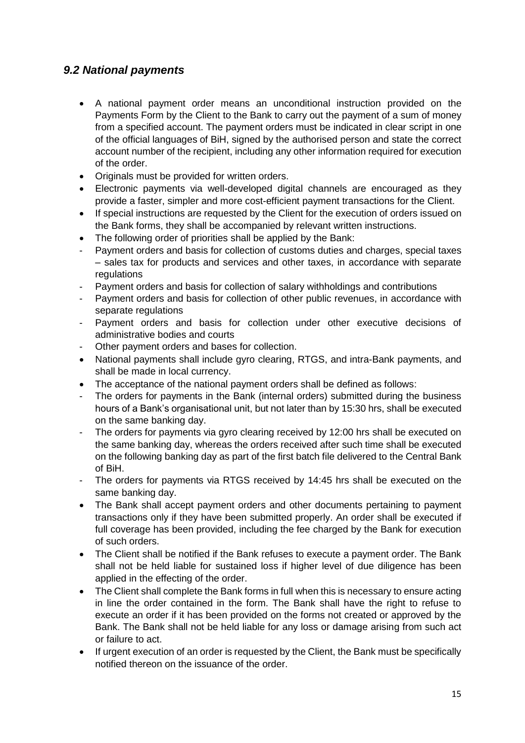## *9.2 National payments*

- A national payment order means an unconditional instruction provided on the Payments Form by the Client to the Bank to carry out the payment of a sum of money from a specified account. The payment orders must be indicated in clear script in one of the official languages of BiH, signed by the authorised person and state the correct account number of the recipient, including any other information required for execution of the order.
- Originals must be provided for written orders.
- Electronic payments via well-developed digital channels are encouraged as they provide a faster, simpler and more cost-efficient payment transactions for the Client.
- If special instructions are requested by the Client for the execution of orders issued on the Bank forms, they shall be accompanied by relevant written instructions.
- The following order of priorities shall be applied by the Bank:
  - Payment orders and basis for collection of customs duties and charges, special taxes – sales tax for products and services and other taxes, in accordance with separate regulations
  - Payment orders and basis for collection of salary withholdings and contributions
  - Payment orders and basis for collection of other public revenues, in accordance with separate regulations
  - Payment orders and basis for collection under other executive decisions of administrative bodies and courts
  - Other payment orders and bases for collection.
- National payments shall include gyro clearing, RTGS, and intra-Bank payments, and shall be made in local currency.
- The acceptance of the national payment orders shall be defined as follows:
  - The orders for payments in the Bank (internal orders) submitted during the business hours of a Bank's organisational unit, but not later than by 15:30 hrs, shall be executed on the same banking day.
  - The orders for payments via gyro clearing received by 12:00 hrs shall be executed on the same banking day, whereas the orders received after such time shall be executed on the following banking day as part of the first batch file delivered to the Central Bank of BiH.
  - The orders for payments via RTGS received by 14:45 hrs shall be executed on the same banking day.
- The Bank shall accept payment orders and other documents pertaining to payment transactions only if they have been submitted properly. An order shall be executed if full coverage has been provided, including the fee charged by the Bank for execution of such orders.
- The Client shall be notified if the Bank refuses to execute a payment order. The Bank shall not be held liable for sustained loss if higher level of due diligence has been applied in the effecting of the order.
- The Client shall complete the Bank forms in full when this is necessary to ensure acting in line the order contained in the form. The Bank shall have the right to refuse to execute an order if it has been provided on the forms not created or approved by the Bank. The Bank shall not be held liable for any loss or damage arising from such act or failure to act.
- If urgent execution of an order is requested by the Client, the Bank must be specifically notified thereon on the issuance of the order.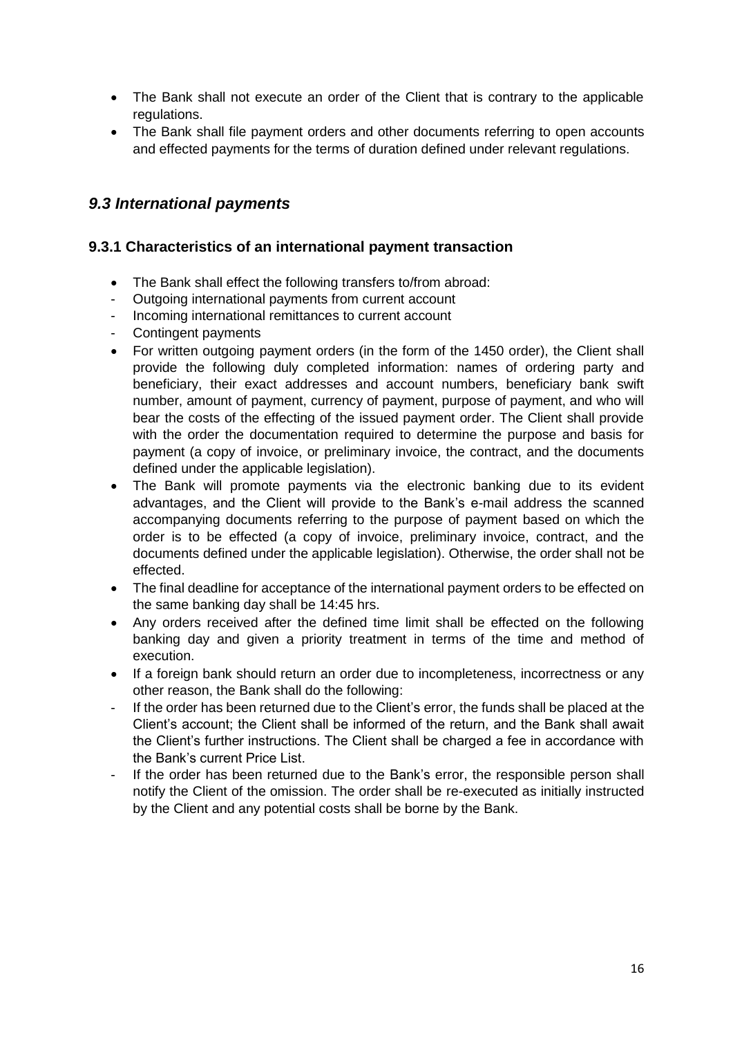- The Bank shall not execute an order of the Client that is contrary to the applicable regulations.
- The Bank shall file payment orders and other documents referring to open accounts and effected payments for the terms of duration defined under relevant regulations.

## *9.3 International payments*

### 9.3.1 Characteristics of an international payment transaction

- The Bank shall effect the following transfers to/from abroad:
  - Outgoing international payments from current account
  - Incoming international remittances to current account
  - Contingent payments
- For written outgoing payment orders (in the form of the 1450 order), the Client shall provide the following duly completed information: names of ordering party and beneficiary, their exact addresses and account numbers, beneficiary bank swift number, amount of payment, currency of payment, purpose of payment, and who will bear the costs of the effecting of the issued payment order. The Client shall provide with the order the documentation required to determine the purpose and basis for payment (a copy of invoice, or preliminary invoice, the contract, and the documents defined under the applicable legislation).
- The Bank will promote payments via the electronic banking due to its evident advantages, and the Client will provide to the Bank's e-mail address the scanned accompanying documents referring to the purpose of payment based on which the order is to be effected (a copy of invoice, preliminary invoice, contract, and the documents defined under the applicable legislation). Otherwise, the order shall not be effected.
- The final deadline for acceptance of the international payment orders to be effected on the same banking day shall be 14:45 hrs.
- Any orders received after the defined time limit shall be effected on the following banking day and given a priority treatment in terms of the time and method of execution.
- If a foreign bank should return an order due to incompleteness, incorrectness or any other reason, the Bank shall do the following:
  - If the order has been returned due to the Client's error, the funds shall be placed at the Client's account; the Client shall be informed of the return, and the Bank shall await the Client's further instructions. The Client shall be charged a fee in accordance with the Bank's current Price List.
  - If the order has been returned due to the Bank's error, the responsible person shall notify the Client of the omission. The order shall be re-executed as initially instructed by the Client and any potential costs shall be borne by the Bank.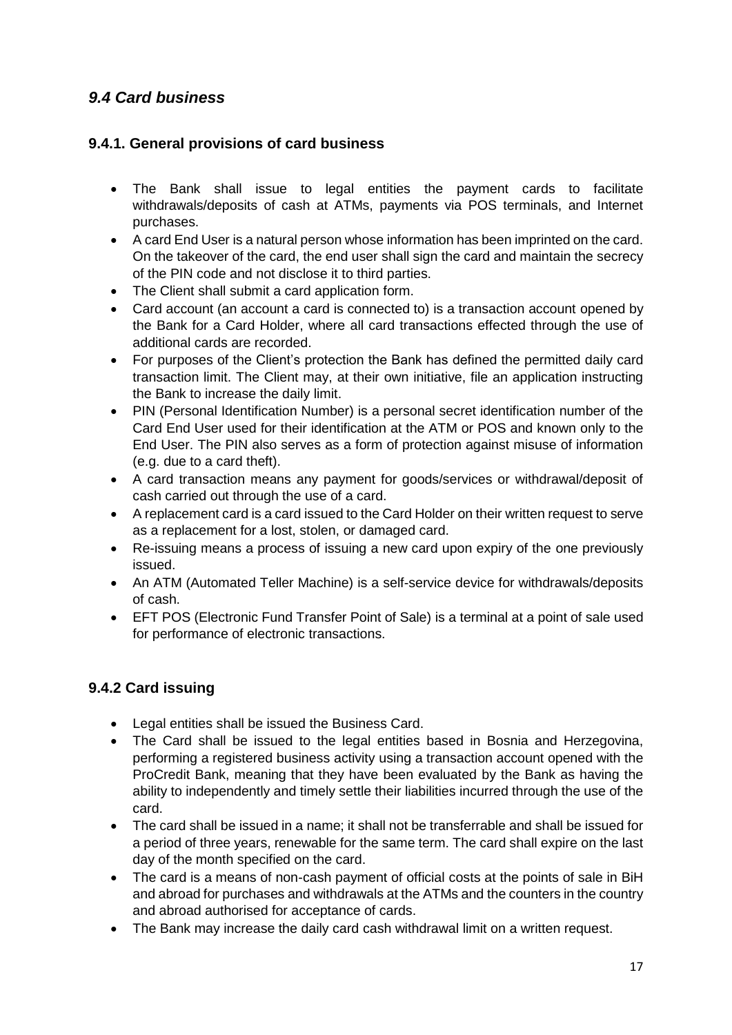## *9.4 Card business*

### 9.4.1. General provisions of card business

- The Bank shall issue to legal entities the payment cards to facilitate withdrawals/deposits of cash at ATMs, payments via POS terminals, and Internet purchases.
- A card End User is a natural person whose information has been imprinted on the card. On the takeover of the card, the end user shall sign the card and maintain the secrecy of the PIN code and not disclose it to third parties.
- The Client shall submit a card application form.
- Card account (an account a card is connected to) is a transaction account opened by the Bank for a Card Holder, where all card transactions effected through the use of additional cards are recorded.
- For purposes of the Client's protection the Bank has defined the permitted daily card transaction limit. The Client may, at their own initiative, file an application instructing the Bank to increase the daily limit.
- PIN (Personal Identification Number) is a personal secret identification number of the Card End User used for their identification at the ATM or POS and known only to the End User. The PIN also serves as a form of protection against misuse of information (e.g. due to a card theft).
- A card transaction means any payment for goods/services or withdrawal/deposit of cash carried out through the use of a card.
- A replacement card is a card issued to the Card Holder on their written request to serve as a replacement for a lost, stolen, or damaged card.
- Re-issuing means a process of issuing a new card upon expiry of the one previously issued.
- An ATM (Automated Teller Machine) is a self-service device for withdrawals/deposits of cash.
- EFT POS (Electronic Fund Transfer Point of Sale) is a terminal at a point of sale used for performance of electronic transactions.

### 9.4.2 Card issuing

- Legal entities shall be issued the Business Card.
- The Card shall be issued to the legal entities based in Bosnia and Herzegovina, performing a registered business activity using a transaction account opened with the ProCredit Bank, meaning that they have been evaluated by the Bank as having the ability to independently and timely settle their liabilities incurred through the use of the card.
- The card shall be issued in a name; it shall not be transferrable and shall be issued for a period of three years, renewable for the same term. The card shall expire on the last day of the month specified on the card.
- The card is a means of non-cash payment of official costs at the points of sale in BiH and abroad for purchases and withdrawals at the ATMs and the counters in the country and abroad authorised for acceptance of cards.
- The Bank may increase the daily card cash withdrawal limit on a written request.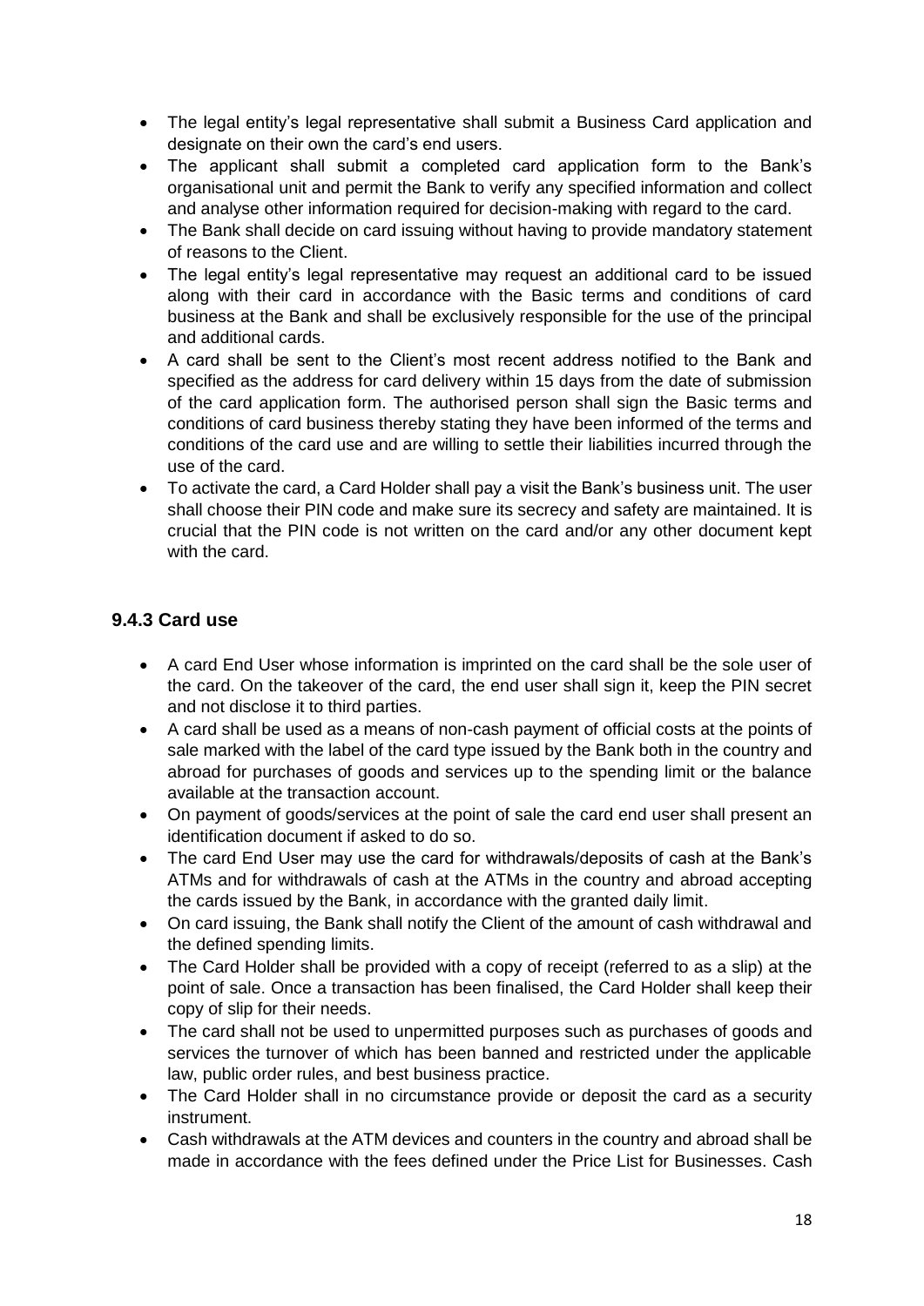- The legal entity's legal representative shall submit a Business Card application and designate on their own the card's end users.
- The applicant shall submit a completed card application form to the Bank's organisational unit and permit the Bank to verify any specified information and collect and analyse other information required for decision-making with regard to the card.
- The Bank shall decide on card issuing without having to provide mandatory statement of reasons to the Client.
- The legal entity's legal representative may request an additional card to be issued along with their card in accordance with the Basic terms and conditions of card business at the Bank and shall be exclusively responsible for the use of the principal and additional cards.
- A card shall be sent to the Client's most recent address notified to the Bank and specified as the address for card delivery within 15 days from the date of submission of the card application form. The authorised person shall sign the Basic terms and conditions of card business thereby stating they have been informed of the terms and conditions of the card use and are willing to settle their liabilities incurred through the use of the card.
- To activate the card, a Card Holder shall pay a visit the Bank's business unit. The user shall choose their PIN code and make sure its secrecy and safety are maintained. It is crucial that the PIN code is not written on the card and/or any other document kept with the card.

### 9.4.3 Card use

- A card End User whose information is imprinted on the card shall be the sole user of the card. On the takeover of the card, the end user shall sign it, keep the PIN secret and not disclose it to third parties.
- A card shall be used as a means of non-cash payment of official costs at the points of sale marked with the label of the card type issued by the Bank both in the country and abroad for purchases of goods and services up to the spending limit or the balance available at the transaction account.
- On payment of goods/services at the point of sale the card end user shall present an identification document if asked to do so.
- The card End User may use the card for withdrawals/deposits of cash at the Bank's ATMs and for withdrawals of cash at the ATMs in the country and abroad accepting the cards issued by the Bank, in accordance with the granted daily limit.
- On card issuing, the Bank shall notify the Client of the amount of cash withdrawal and the defined spending limits.
- The Card Holder shall be provided with a copy of receipt (referred to as a slip) at the point of sale. Once a transaction has been finalised, the Card Holder shall keep their copy of slip for their needs.
- The card shall not be used to unpermitted purposes such as purchases of goods and services the turnover of which has been banned and restricted under the applicable law, public order rules, and best business practice.
- The Card Holder shall in no circumstance provide or deposit the card as a security instrument.
- Cash withdrawals at the ATM devices and counters in the country and abroad shall be made in accordance with the fees defined under the Price List for Businesses. Cash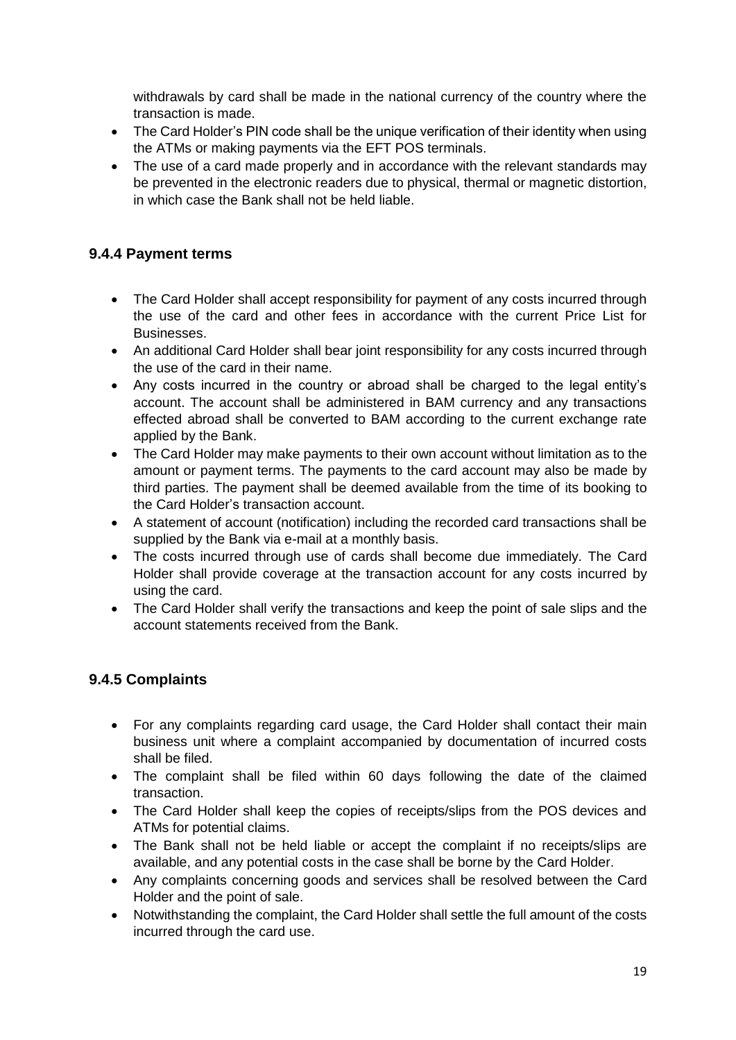withdrawals by card shall be made in the national currency of the country where the transaction is made.

- The Card Holder's PIN code shall be the unique verification of their identity when using the ATMs or making payments via the EFT POS terminals.
- The use of a card made properly and in accordance with the relevant standards may be prevented in the electronic readers due to physical, thermal or magnetic distortion, in which case the Bank shall not be held liable.

### 9.4.4 Payment terms

- The Card Holder shall accept responsibility for payment of any costs incurred through the use of the card and other fees in accordance with the current Price List for Businesses.
- An additional Card Holder shall bear joint responsibility for any costs incurred through the use of the card in their name.
- Any costs incurred in the country or abroad shall be charged to the legal entity's account. The account shall be administered in BAM currency and any transactions effected abroad shall be converted to BAM according to the current exchange rate applied by the Bank.
- The Card Holder may make payments to their own account without limitation as to the amount or payment terms. The payments to the card account may also be made by third parties. The payment shall be deemed available from the time of its booking to the Card Holder's transaction account.
- A statement of account (notification) including the recorded card transactions shall be supplied by the Bank via e-mail at a monthly basis.
- The costs incurred through use of cards shall become due immediately. The Card Holder shall provide coverage at the transaction account for any costs incurred by using the card.
- The Card Holder shall verify the transactions and keep the point of sale slips and the account statements received from the Bank.

### 9.4.5 Complaints

- For any complaints regarding card usage, the Card Holder shall contact their main business unit where a complaint accompanied by documentation of incurred costs shall be filed.
- The complaint shall be filed within 60 days following the date of the claimed transaction.
- The Card Holder shall keep the copies of receipts/slips from the POS devices and ATMs for potential claims.
- The Bank shall not be held liable or accept the complaint if no receipts/slips are available, and any potential costs in the case shall be borne by the Card Holder.
- Any complaints concerning goods and services shall be resolved between the Card Holder and the point of sale.
- Notwithstanding the complaint, the Card Holder shall settle the full amount of the costs incurred through the card use.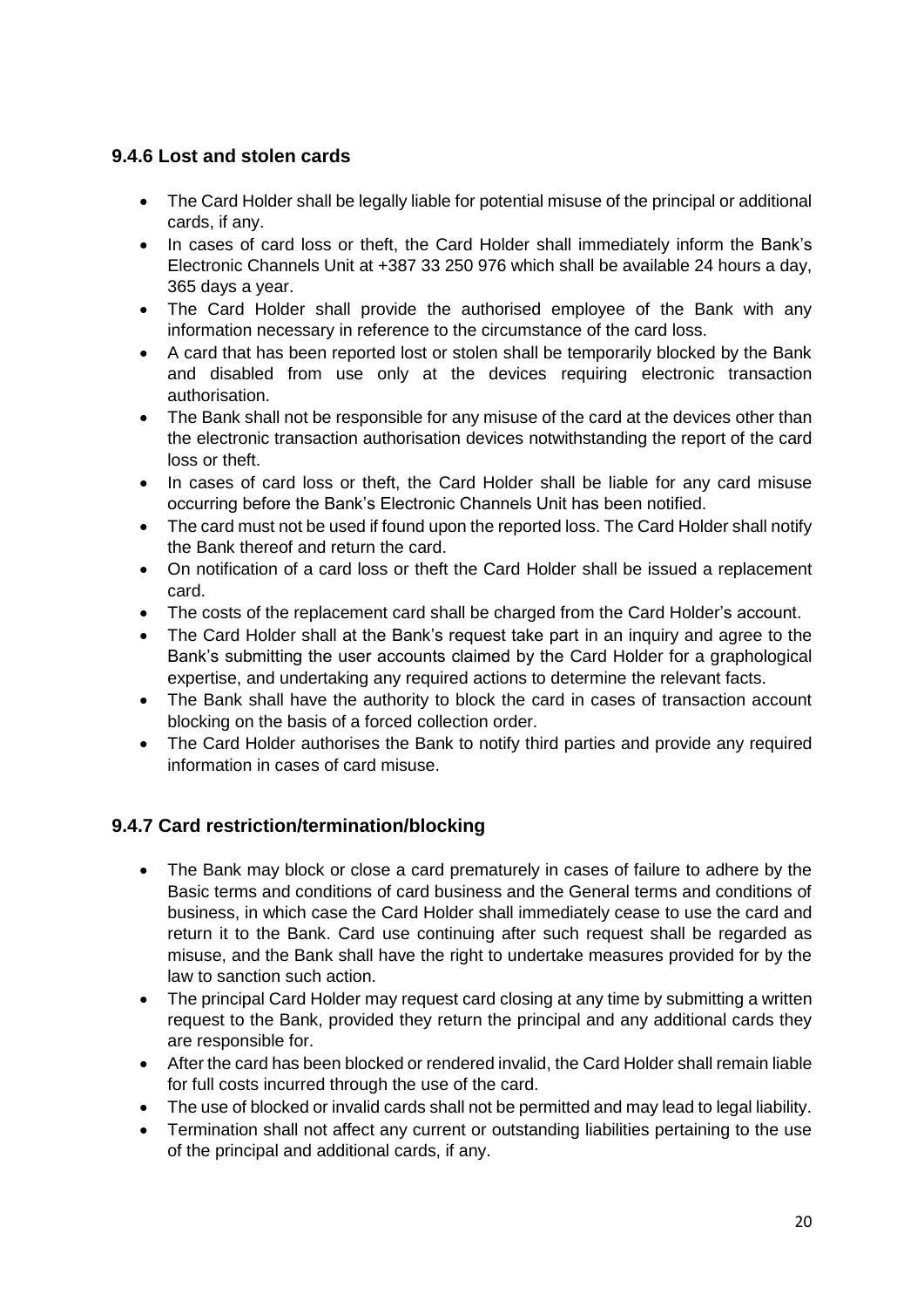### 9.4.6 Lost and stolen cards

- The Card Holder shall be legally liable for potential misuse of the principal or additional cards, if any.
- In cases of card loss or theft, the Card Holder shall immediately inform the Bank's Electronic Channels Unit at +387 33 250 976 which shall be available 24 hours a day, 365 days a year.
- The Card Holder shall provide the authorised employee of the Bank with any information necessary in reference to the circumstance of the card loss.
- A card that has been reported lost or stolen shall be temporarily blocked by the Bank and disabled from use only at the devices requiring electronic transaction authorisation.
- The Bank shall not be responsible for any misuse of the card at the devices other than the electronic transaction authorisation devices notwithstanding the report of the card loss or theft.
- In cases of card loss or theft, the Card Holder shall be liable for any card misuse occurring before the Bank's Electronic Channels Unit has been notified.
- The card must not be used if found upon the reported loss. The Card Holder shall notify the Bank thereof and return the card.
- On notification of a card loss or theft the Card Holder shall be issued a replacement card.
- The costs of the replacement card shall be charged from the Card Holder's account.
- The Card Holder shall at the Bank's request take part in an inquiry and agree to the Bank's submitting the user accounts claimed by the Card Holder for a graphological expertise, and undertaking any required actions to determine the relevant facts.
- The Bank shall have the authority to block the card in cases of transaction account blocking on the basis of a forced collection order.
- The Card Holder authorises the Bank to notify third parties and provide any required information in cases of card misuse.

### 9.4.7 Card restriction/termination/blocking

- The Bank may block or close a card prematurely in cases of failure to adhere by the Basic terms and conditions of card business and the General terms and conditions of business, in which case the Card Holder shall immediately cease to use the card and return it to the Bank. Card use continuing after such request shall be regarded as misuse, and the Bank shall have the right to undertake measures provided for by the law to sanction such action.
- The principal Card Holder may request card closing at any time by submitting a written request to the Bank, provided they return the principal and any additional cards they are responsible for.
- After the card has been blocked or rendered invalid, the Card Holder shall remain liable for full costs incurred through the use of the card.
- The use of blocked or invalid cards shall not be permitted and may lead to legal liability.
- Termination shall not affect any current or outstanding liabilities pertaining to the use of the principal and additional cards, if any.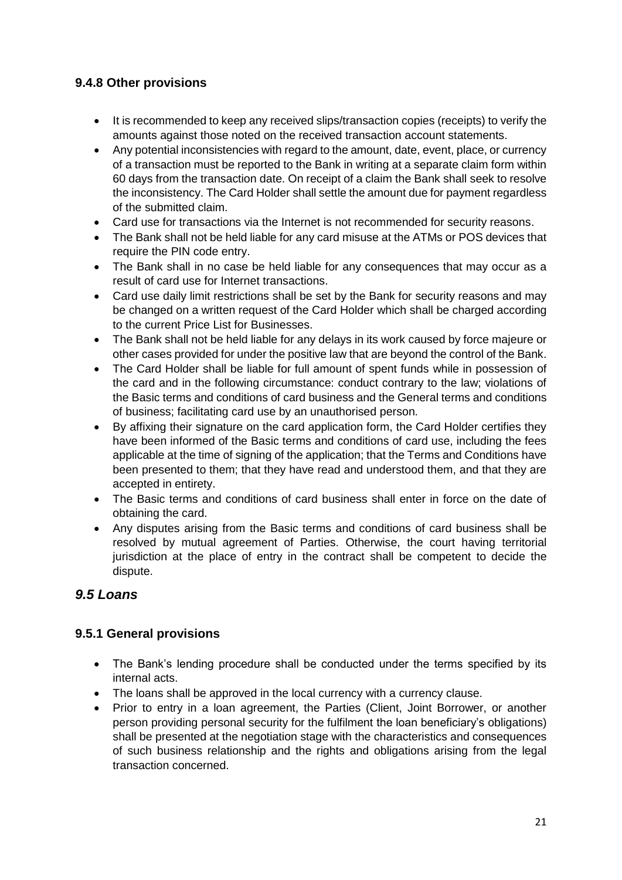### 9.4.8 Other provisions

- It is recommended to keep any received slips/transaction copies (receipts) to verify the amounts against those noted on the received transaction account statements.
- Any potential inconsistencies with regard to the amount, date, event, place, or currency of a transaction must be reported to the Bank in writing at a separate claim form within 60 days from the transaction date. On receipt of a claim the Bank shall seek to resolve the inconsistency. The Card Holder shall settle the amount due for payment regardless of the submitted claim.
- Card use for transactions via the Internet is not recommended for security reasons.
- The Bank shall not be held liable for any card misuse at the ATMs or POS devices that require the PIN code entry.
- The Bank shall in no case be held liable for any consequences that may occur as a result of card use for Internet transactions.
- Card use daily limit restrictions shall be set by the Bank for security reasons and may be changed on a written request of the Card Holder which shall be charged according to the current Price List for Businesses.
- The Bank shall not be held liable for any delays in its work caused by force majeure or other cases provided for under the positive law that are beyond the control of the Bank.
- The Card Holder shall be liable for full amount of spent funds while in possession of the card and in the following circumstances: conduct contrary to the law; violations of the Basic terms and conditions of card business and the General terms and conditions of business; facilitating card use by an unauthorised person.
- By affixing their signature on the card application form, the Card Holder certifies they have been informed of the Basic terms and conditions of card use, including the fees applicable at the time of signing of the application; that the Terms and Conditions have been presented to them; that they have read and understood them, and that they are accepted in entirety.
- The Basic terms and conditions of card business shall enter in force on the date of obtaining the card.
- Any disputes arising from the Basic terms and conditions of card business shall be resolved by mutual agreement of Parties. Otherwise, the court having territorial jurisdiction at the place of entry in the contract shall be competent to decide the dispute.

## *9.5 Loans*

### 9.5.1 General provisions

- The Bank's lending procedure shall be conducted under the terms specified by its internal acts.
- The loans shall be approved in the local currency with a currency clause.
- Prior to entry in a loan agreement, the Parties (Client, Joint Borrower, or another person providing personal security for the fulfilment the loan beneficiary's obligations) shall be presented at the negotiation stage with the characteristics and consequences of such business relationship and the rights and obligations arising from the legal transaction concerned.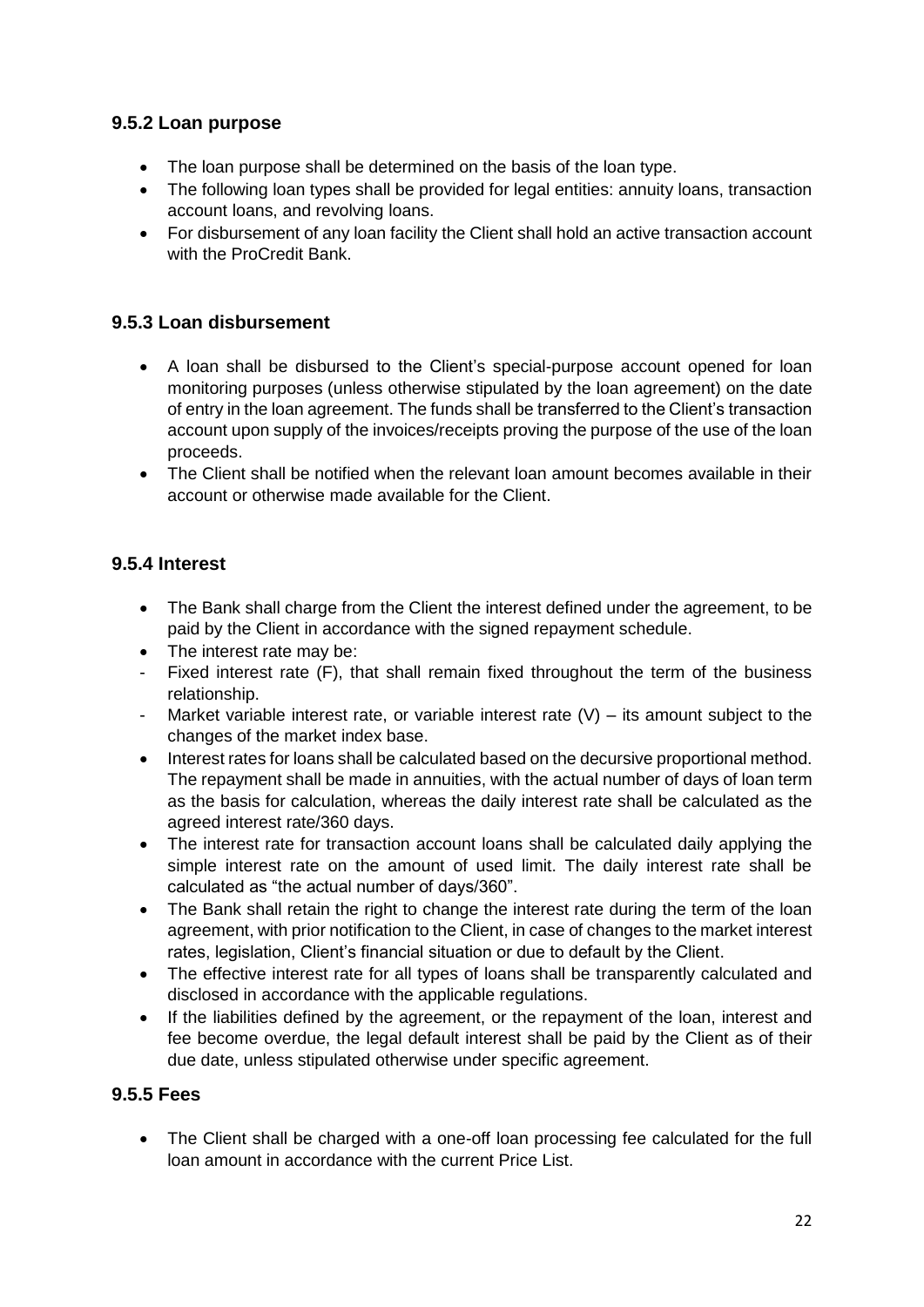### 9.5.2 Loan purpose

- The loan purpose shall be determined on the basis of the loan type.
- The following loan types shall be provided for legal entities: annuity loans, transaction account loans, and revolving loans.
- For disbursement of any loan facility the Client shall hold an active transaction account with the ProCredit Bank.

### 9.5.3 Loan disbursement

- A loan shall be disbursed to the Client's special-purpose account opened for loan monitoring purposes (unless otherwise stipulated by the loan agreement) on the date of entry in the loan agreement. The funds shall be transferred to the Client's transaction account upon supply of the invoices/receipts proving the purpose of the use of the loan proceeds.
- The Client shall be notified when the relevant loan amount becomes available in their account or otherwise made available for the Client.

### 9.5.4 Interest

- The Bank shall charge from the Client the interest defined under the agreement, to be paid by the Client in accordance with the signed repayment schedule.
- The interest rate may be:
  - Fixed interest rate (F), that shall remain fixed throughout the term of the business relationship.
  - Market variable interest rate, or variable interest rate (V) – its amount subject to the changes of the market index base.
- Interest rates for loans shall be calculated based on the decursive proportional method. The repayment shall be made in annuities, with the actual number of days of loan term as the basis for calculation, whereas the daily interest rate shall be calculated as the agreed interest rate/360 days.
- The interest rate for transaction account loans shall be calculated daily applying the simple interest rate on the amount of used limit. The daily interest rate shall be calculated as "the actual number of days/360".
- The Bank shall retain the right to change the interest rate during the term of the loan agreement, with prior notification to the Client, in case of changes to the market interest rates, legislation, Client's financial situation or due to default by the Client.
- The effective interest rate for all types of loans shall be transparently calculated and disclosed in accordance with the applicable regulations.
- If the liabilities defined by the agreement, or the repayment of the loan, interest and fee become overdue, the legal default interest shall be paid by the Client as of their due date, unless stipulated otherwise under specific agreement.

### 9.5.5 Fees

- The Client shall be charged with a one-off loan processing fee calculated for the full loan amount in accordance with the current Price List.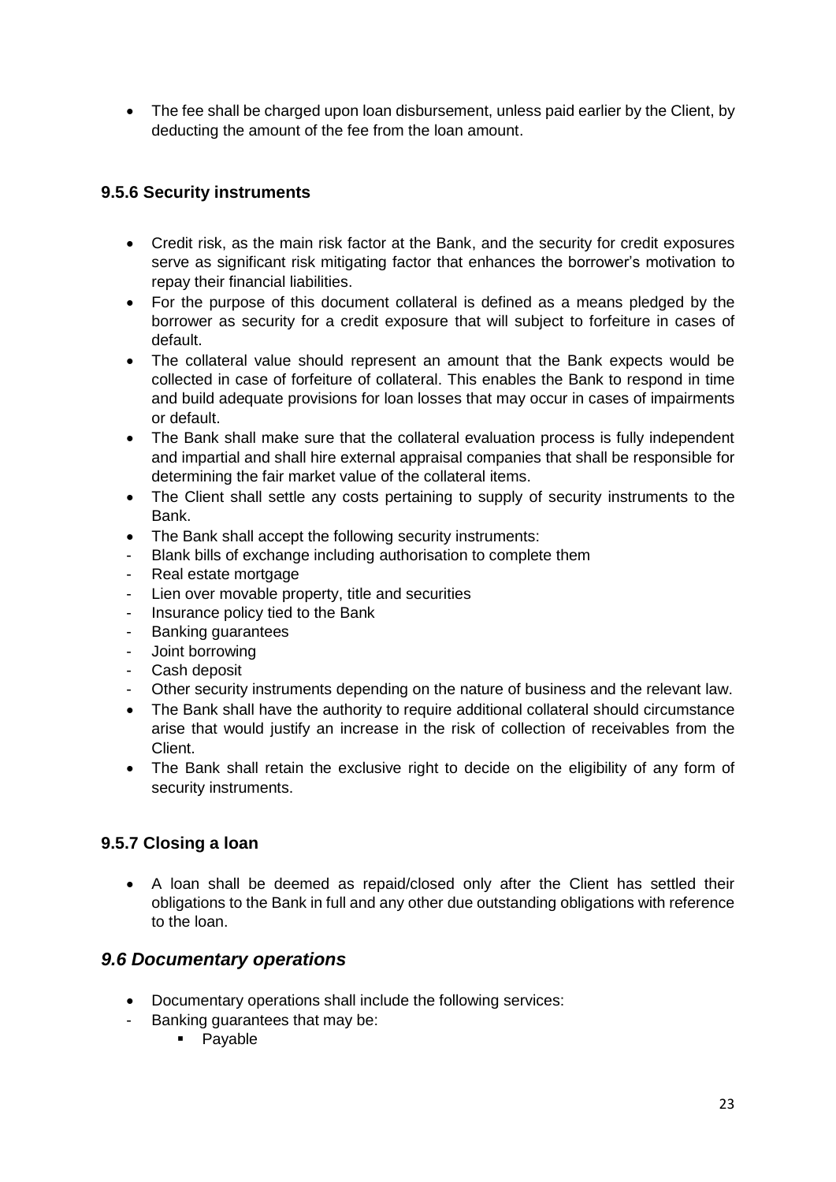- The fee shall be charged upon loan disbursement, unless paid earlier by the Client, by deducting the amount of the fee from the loan amount.

### 9.5.6 Security instruments

- Credit risk, as the main risk factor at the Bank, and the security for credit exposures serve as significant risk mitigating factor that enhances the borrower's motivation to repay their financial liabilities.
- For the purpose of this document collateral is defined as a means pledged by the borrower as security for a credit exposure that will subject to forfeiture in cases of default.
- The collateral value should represent an amount that the Bank expects would be collected in case of forfeiture of collateral. This enables the Bank to respond in time and build adequate provisions for loan losses that may occur in cases of impairments or default.
- The Bank shall make sure that the collateral evaluation process is fully independent and impartial and shall hire external appraisal companies that shall be responsible for determining the fair market value of the collateral items.
- The Client shall settle any costs pertaining to supply of security instruments to the Bank.
- The Bank shall accept the following security instruments:
- Blank bills of exchange including authorisation to complete them
- Real estate mortgage
- Lien over movable property, title and securities
- Insurance policy tied to the Bank
- Banking guarantees
- Joint borrowing
- Cash deposit
- Other security instruments depending on the nature of business and the relevant law.
- The Bank shall have the authority to require additional collateral should circumstance arise that would justify an increase in the risk of collection of receivables from the Client.
- The Bank shall retain the exclusive right to decide on the eligibility of any form of security instruments.

### 9.5.7 Closing a loan

- A loan shall be deemed as repaid/closed only after the Client has settled their obligations to the Bank in full and any other due outstanding obligations with reference to the loan.

## *9.6 Documentary operations*

- Documentary operations shall include the following services:
- Banking guarantees that may be:
    - Payable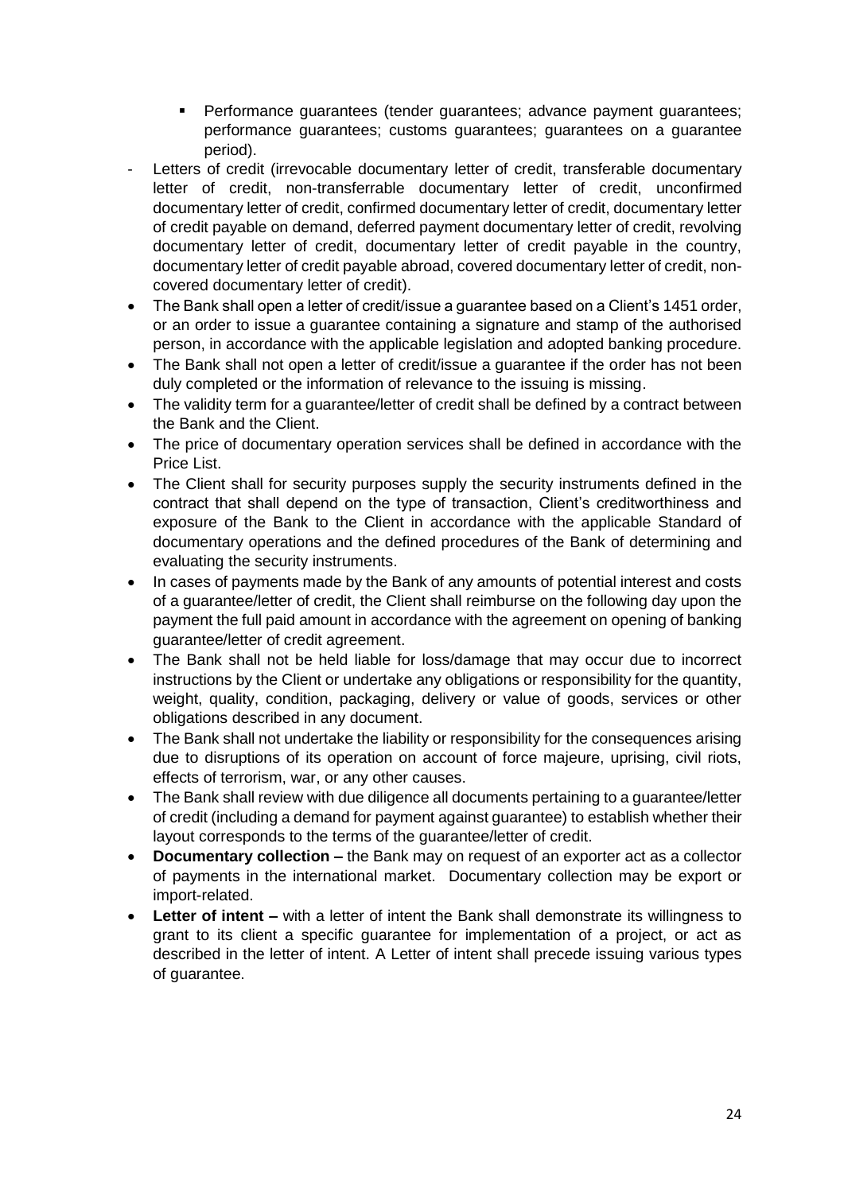- Performance guarantees (tender guarantees; advance payment guarantees; performance guarantees; customs guarantees; guarantees on a guarantee period).
- Letters of credit (irrevocable documentary letter of credit, transferable documentary letter of credit, non-transferrable documentary letter of credit, unconfirmed documentary letter of credit, confirmed documentary letter of credit, documentary letter of credit payable on demand, deferred payment documentary letter of credit, revolving documentary letter of credit, documentary letter of credit payable in the country, documentary letter of credit payable abroad, covered documentary letter of credit, non-covered documentary letter of credit).

- The Bank shall open a letter of credit/issue a guarantee based on a Client's 1451 order, or an order to issue a guarantee containing a signature and stamp of the authorised person, in accordance with the applicable legislation and adopted banking procedure.
- The Bank shall not open a letter of credit/issue a guarantee if the order has not been duly completed or the information of relevance to the issuing is missing.
- The validity term for a guarantee/letter of credit shall be defined by a contract between the Bank and the Client.
- The price of documentary operation services shall be defined in accordance with the Price List.
- The Client shall for security purposes supply the security instruments defined in the contract that shall depend on the type of transaction, Client's creditworthiness and exposure of the Bank to the Client in accordance with the applicable Standard of documentary operations and the defined procedures of the Bank of determining and evaluating the security instruments.
- In cases of payments made by the Bank of any amounts of potential interest and costs of a guarantee/letter of credit, the Client shall reimburse on the following day upon the payment the full paid amount in accordance with the agreement on opening of banking guarantee/letter of credit agreement.
- The Bank shall not be held liable for loss/damage that may occur due to incorrect instructions by the Client or undertake any obligations or responsibility for the quantity, weight, quality, condition, packaging, delivery or value of goods, services or other obligations described in any document.
- The Bank shall not undertake the liability or responsibility for the consequences arising due to disruptions of its operation on account of force majeure, uprising, civil riots, effects of terrorism, war, or any other causes.
- The Bank shall review with due diligence all documents pertaining to a guarantee/letter of credit (including a demand for payment against guarantee) to establish whether their layout corresponds to the terms of the guarantee/letter of credit.
- **Documentary collection –** the Bank may on request of an exporter act as a collector of payments in the international market. Documentary collection may be export or import-related.
- **Letter of intent –** with a letter of intent the Bank shall demonstrate its willingness to grant to its client a specific guarantee for implementation of a project, or act as described in the letter of intent. A Letter of intent shall precede issuing various types of guarantee.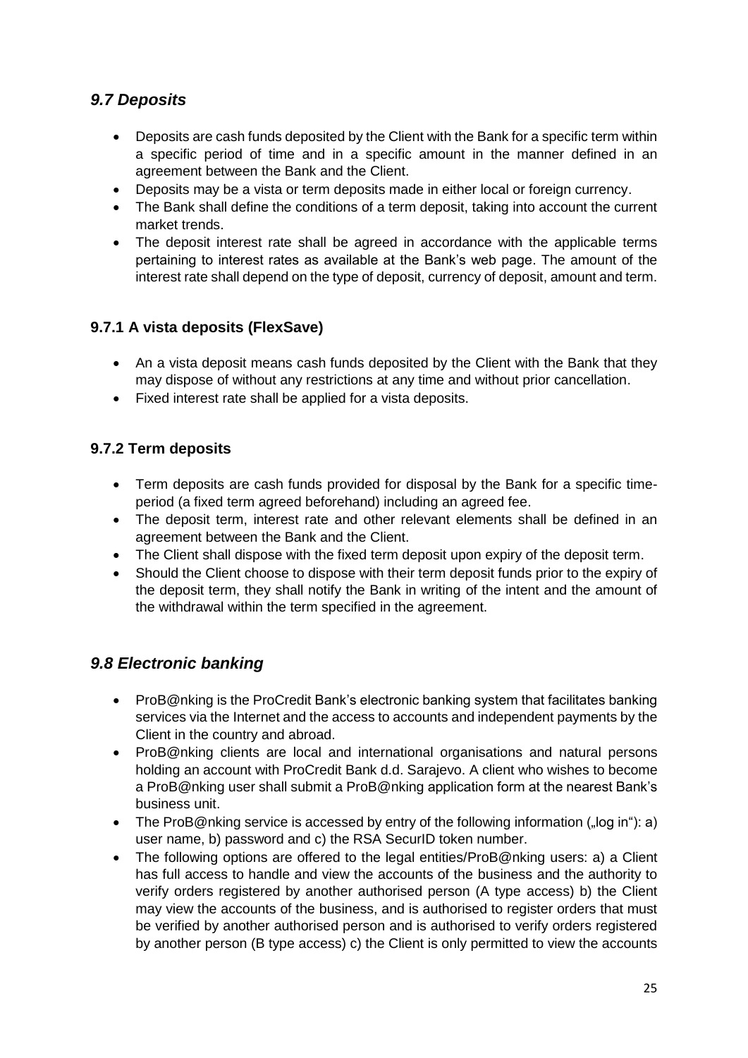## *9.7 Deposits*

- Deposits are cash funds deposited by the Client with the Bank for a specific term within a specific period of time and in a specific amount in the manner defined in an agreement between the Bank and the Client.
- Deposits may be a vista or term deposits made in either local or foreign currency.
- The Bank shall define the conditions of a term deposit, taking into account the current market trends.
- The deposit interest rate shall be agreed in accordance with the applicable terms pertaining to interest rates as available at the Bank's web page. The amount of the interest rate shall depend on the type of deposit, currency of deposit, amount and term.

### 9.7.1 A vista deposits (FlexSave)

- An a vista deposit means cash funds deposited by the Client with the Bank that they may dispose of without any restrictions at any time and without prior cancellation.
- Fixed interest rate shall be applied for a vista deposits.

### 9.7.2 Term deposits

- Term deposits are cash funds provided for disposal by the Bank for a specific time-period (a fixed term agreed beforehand) including an agreed fee.
- The deposit term, interest rate and other relevant elements shall be defined in an agreement between the Bank and the Client.
- The Client shall dispose with the fixed term deposit upon expiry of the deposit term.
- Should the Client choose to dispose with their term deposit funds prior to the expiry of the deposit term, they shall notify the Bank in writing of the intent and the amount of the withdrawal within the term specified in the agreement.

## *9.8 Electronic banking*

- ProB@nking is the ProCredit Bank's electronic banking system that facilitates banking services via the Internet and the access to accounts and independent payments by the Client in the country and abroad.
- ProB@nking clients are local and international organisations and natural persons holding an account with ProCredit Bank d.d. Sarajevo. A client who wishes to become a ProB@nking user shall submit a ProB@nking application form at the nearest Bank's business unit.
- The ProB@nking service is accessed by entry of the following information („log in"): a) user name, b) password and c) the RSA SecurID token number.
- The following options are offered to the legal entities/ProB@nking users: a) a Client has full access to handle and view the accounts of the business and the authority to verify orders registered by another authorised person (A type access) b) the Client may view the accounts of the business, and is authorised to register orders that must be verified by another authorised person and is authorised to verify orders registered by another person (B type access) c) the Client is only permitted to view the accounts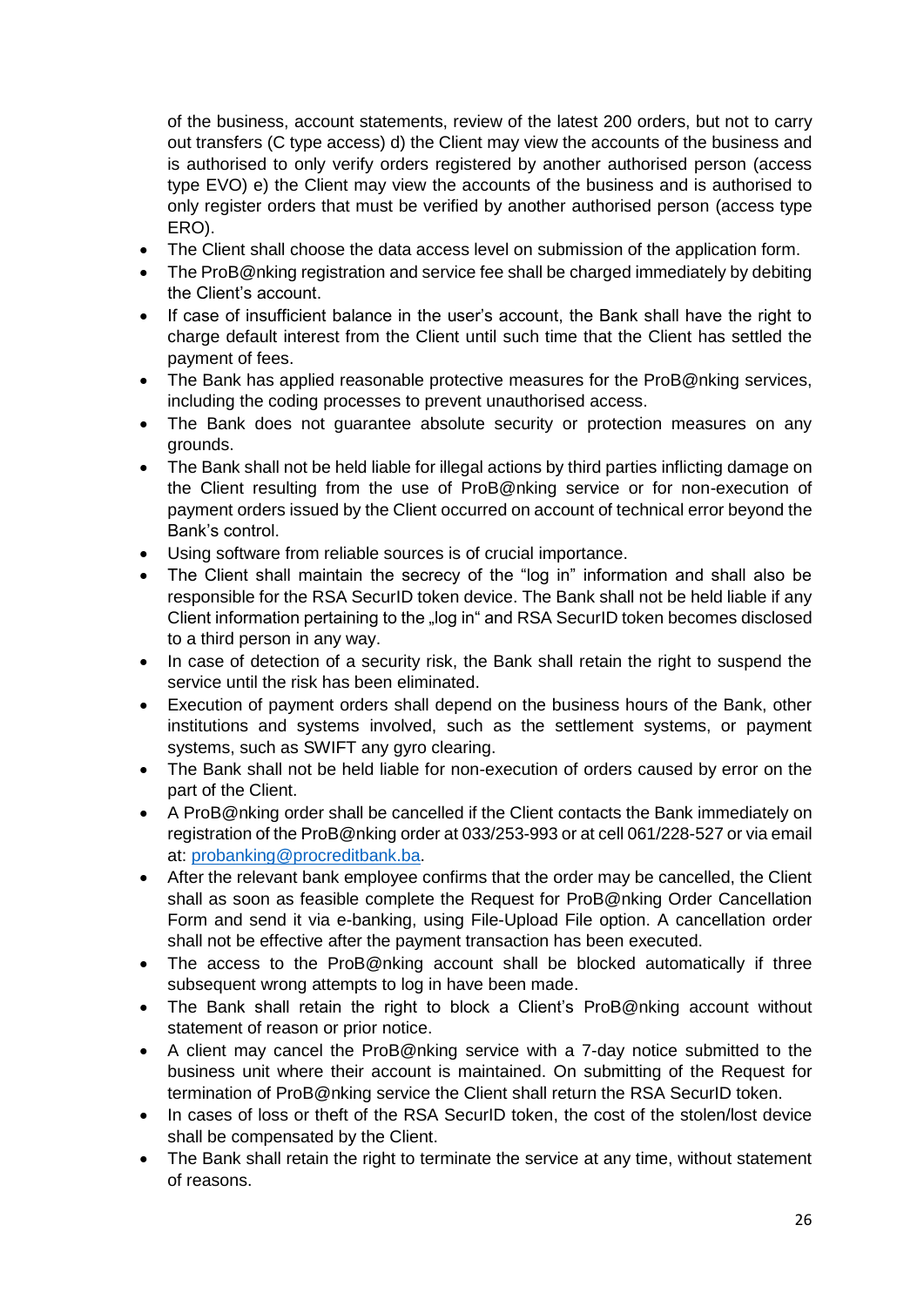of the business, account statements, review of the latest 200 orders, but not to carry out transfers (C type access) d) the Client may view the accounts of the business and is authorised to only verify orders registered by another authorised person (access type EVO) e) the Client may view the accounts of the business and is authorised to only register orders that must be verified by another authorised person (access type ERO).

- The Client shall choose the data access level on submission of the application form.
- The ProB@nking registration and service fee shall be charged immediately by debiting the Client's account.
- If case of insufficient balance in the user's account, the Bank shall have the right to charge default interest from the Client until such time that the Client has settled the payment of fees.
- The Bank has applied reasonable protective measures for the ProB@nking services, including the coding processes to prevent unauthorised access.
- The Bank does not guarantee absolute security or protection measures on any grounds.
- The Bank shall not be held liable for illegal actions by third parties inflicting damage on the Client resulting from the use of ProB@nking service or for non-execution of payment orders issued by the Client occurred on account of technical error beyond the Bank's control.
- Using software from reliable sources is of crucial importance.
- The Client shall maintain the secrecy of the "log in" information and shall also be responsible for the RSA SecurID token device. The Bank shall not be held liable if any Client information pertaining to the „log in" and RSA SecurID token becomes disclosed to a third person in any way.
- In case of detection of a security risk, the Bank shall retain the right to suspend the service until the risk has been eliminated.
- Execution of payment orders shall depend on the business hours of the Bank, other institutions and systems involved, such as the settlement systems, or payment systems, such as SWIFT any gyro clearing.
- The Bank shall not be held liable for non-execution of orders caused by error on the part of the Client.
- A ProB@nking order shall be cancelled if the Client contacts the Bank immediately on registration of the ProB@nking order at 033/253-993 or at cell 061/228-527 or via email at: probanking@procreditbank.ba.
- After the relevant bank employee confirms that the order may be cancelled, the Client shall as soon as feasible complete the Request for ProB@nking Order Cancellation Form and send it via e-banking, using File-Upload File option. A cancellation order shall not be effective after the payment transaction has been executed.
- The access to the ProB@nking account shall be blocked automatically if three subsequent wrong attempts to log in have been made.
- The Bank shall retain the right to block a Client's ProB@nking account without statement of reason or prior notice.
- A client may cancel the ProB@nking service with a 7-day notice submitted to the business unit where their account is maintained. On submitting of the Request for termination of ProB@nking service the Client shall return the RSA SecurID token.
- In cases of loss or theft of the RSA SecurID token, the cost of the stolen/lost device shall be compensated by the Client.
- The Bank shall retain the right to terminate the service at any time, without statement of reasons.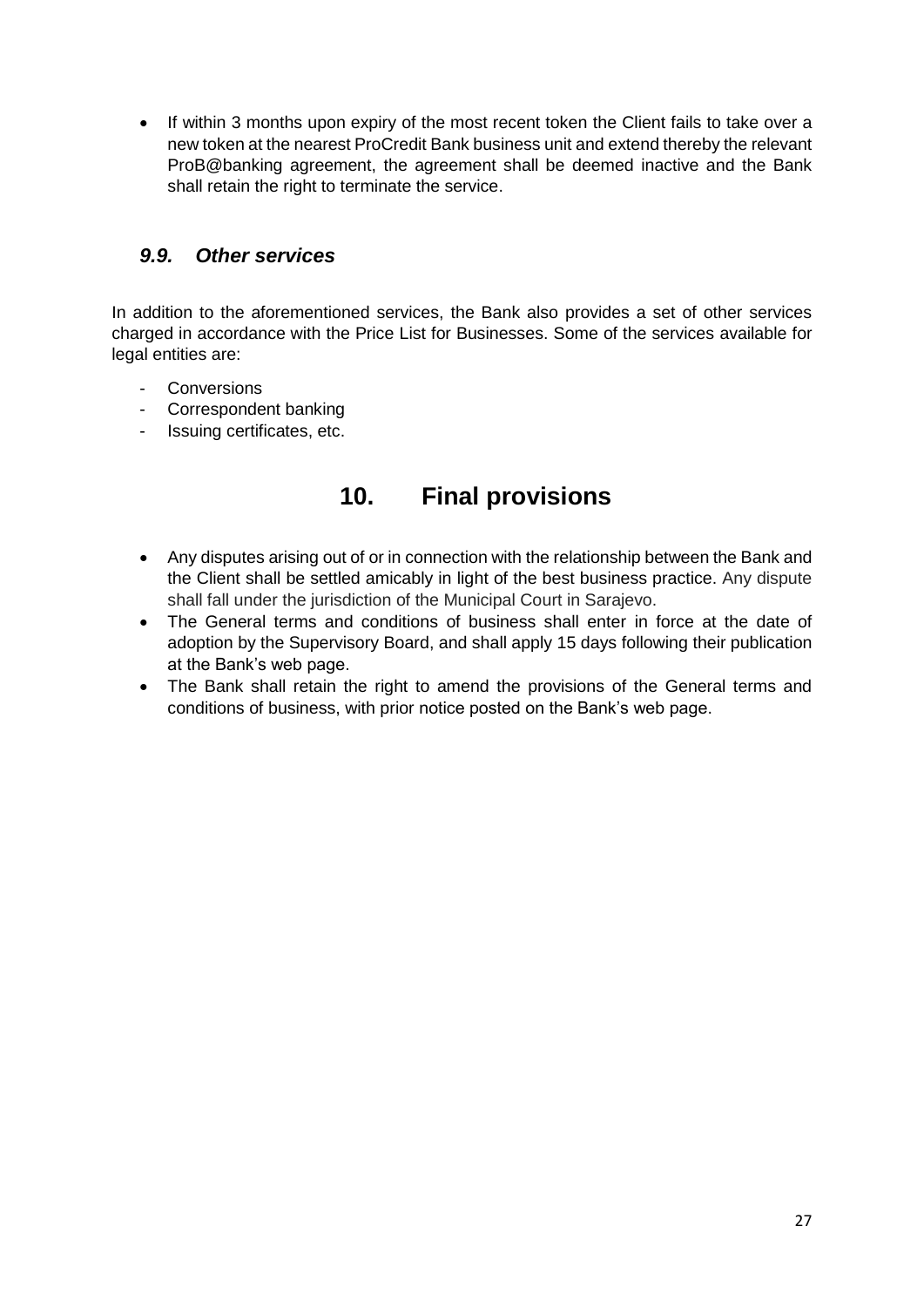- If within 3 months upon expiry of the most recent token the Client fails to take over a new token at the nearest ProCredit Bank business unit and extend thereby the relevant ProB@banking agreement, the agreement shall be deemed inactive and the Bank shall retain the right to terminate the service.

### *9.9. Other services*

In addition to the aforementioned services, the Bank also provides a set of other services charged in accordance with the Price List for Businesses. Some of the services available for legal entities are:

- Conversions
- Correspondent banking
- Issuing certificates, etc.

# 10. Final provisions

- Any disputes arising out of or in connection with the relationship between the Bank and the Client shall be settled amicably in light of the best business practice. Any dispute shall fall under the jurisdiction of the Municipal Court in Sarajevo.
- The General terms and conditions of business shall enter in force at the date of adoption by the Supervisory Board, and shall apply 15 days following their publication at the Bank's web page.
- The Bank shall retain the right to amend the provisions of the General terms and conditions of business, with prior notice posted on the Bank's web page.